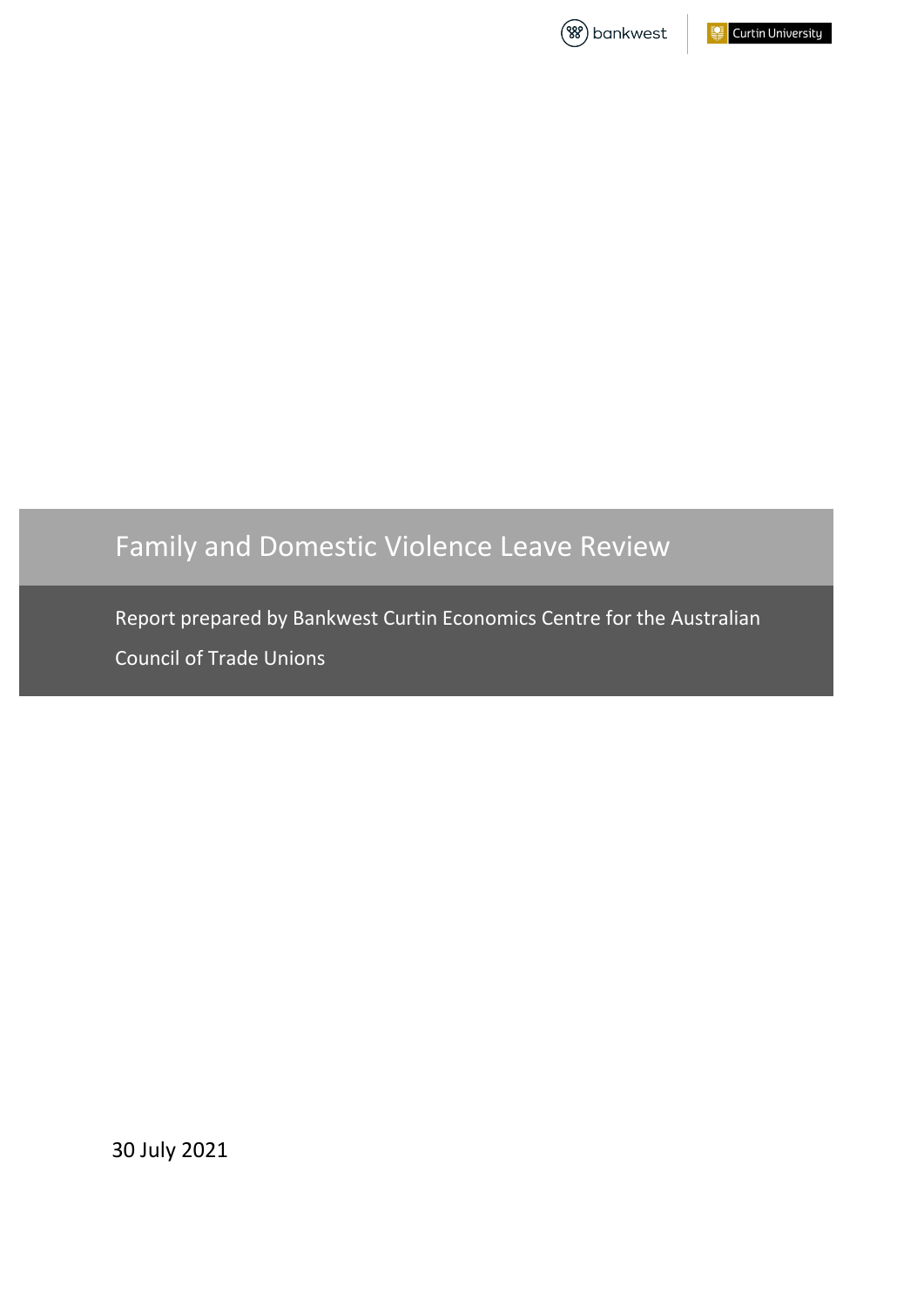# Family and Domestic Violence Leave Review

Report prepared by Bankwest Curtin Economics Centre for the Australian Council of Trade Unions

30 July 2021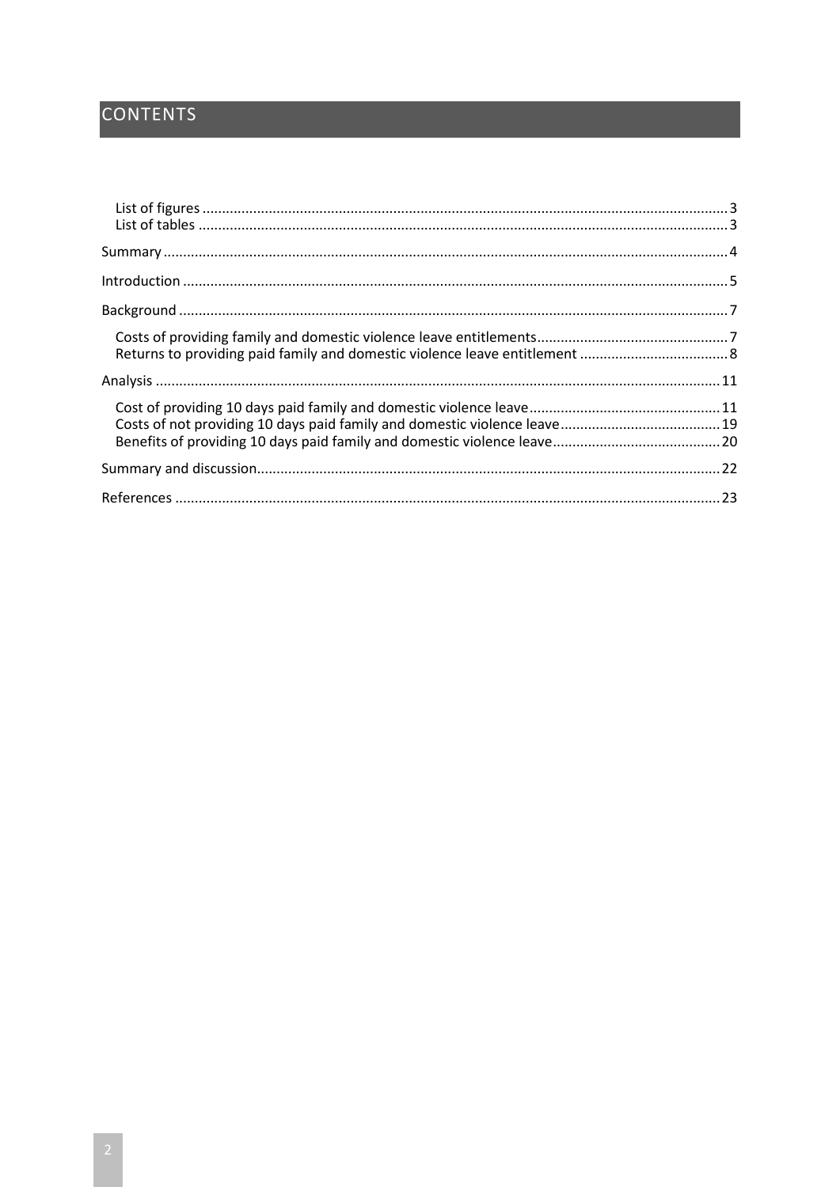# CONTENTS

- List of figures ..... 3
- List of tables ..... 3

Summary ..... 4

Introduction ..... 5

Background ..... 7

- Costs of providing family and domestic violence leave entitlements ..... 7
- Returns to providing paid family and domestic violence leave entitlement ..... 8

Analysis ..... 11

- Cost of providing 10 days paid family and domestic violence leave ..... 11
- Costs of not providing 10 days paid family and domestic violence leave ..... 19
- Benefits of providing 10 days paid family and domestic violence leave ..... 20

Summary and discussion ..... 22

References ..... 23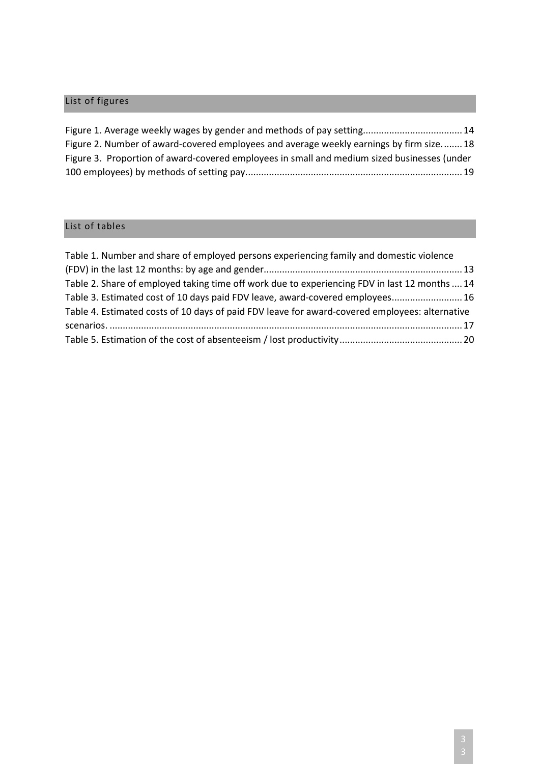## List of figures

Figure 1. Average weekly wages by gender and methods of pay setting..................................... 14
Figure 2. Number of award-covered employees and average weekly earnings by firm size. ....... 18
Figure 3. Proportion of award-covered employees in small and medium sized businesses (under 100 employees) by methods of setting pay.................................................................................. 19

## List of tables

Table 1. Number and share of employed persons experiencing family and domestic violence (FDV) in the last 12 months: by age and gender........................................................................... 13
Table 2. Share of employed taking time off work due to experiencing FDV in last 12 months .... 14
Table 3. Estimated cost of 10 days paid FDV leave, award-covered employees.......................... 16
Table 4. Estimated costs of 10 days of paid FDV leave for award-covered employees: alternative scenarios. ...................................................................................................................................... 17
Table 5. Estimation of the cost of absenteeism / lost productivity.............................................. 20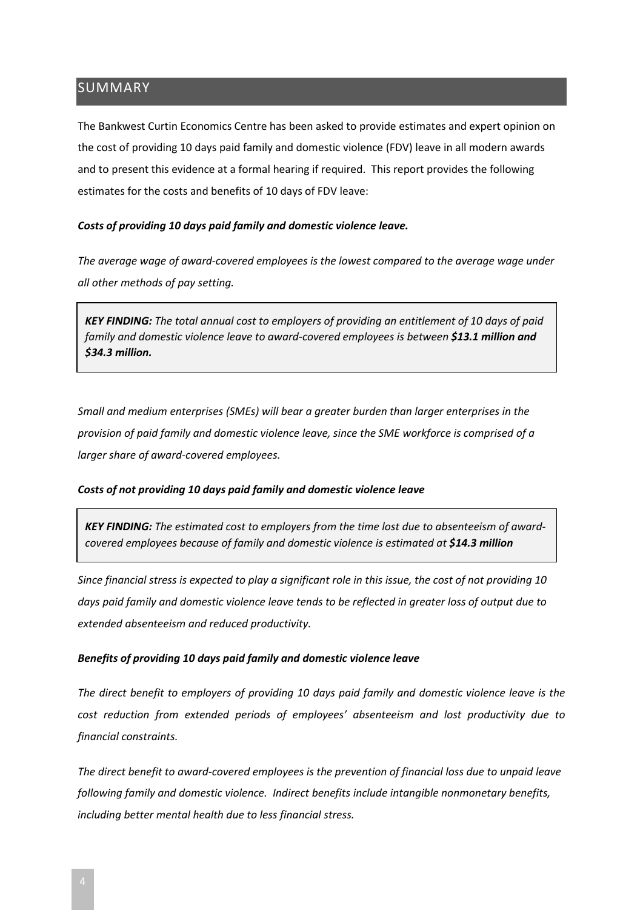## SUMMARY

The Bankwest Curtin Economics Centre has been asked to provide estimates and expert opinion on the cost of providing 10 days paid family and domestic violence (FDV) leave in all modern awards and to present this evidence at a formal hearing if required. This report provides the following estimates for the costs and benefits of 10 days of FDV leave:

***Costs of providing 10 days paid family and domestic violence leave.***

*The average wage of award-covered employees is the lowest compared to the average wage under all other methods of pay setting.*

> ***KEY FINDING:*** *The total annual cost to employers of providing an entitlement of 10 days of paid family and domestic violence leave to award-covered employees is between* ***$13.1 million and $34.3 million.***

*Small and medium enterprises (SMEs) will bear a greater burden than larger enterprises in the provision of paid family and domestic violence leave, since the SME workforce is comprised of a larger share of award-covered employees.*

***Costs of not providing 10 days paid family and domestic violence leave***

> ***KEY FINDING:*** *The estimated cost to employers from the time lost due to absenteeism of award-covered employees because of family and domestic violence is estimated at* ***$14.3 million***

*Since financial stress is expected to play a significant role in this issue, the cost of not providing 10 days paid family and domestic violence leave tends to be reflected in greater loss of output due to extended absenteeism and reduced productivity.*

***Benefits of providing 10 days paid family and domestic violence leave***

*The direct benefit to employers of providing 10 days paid family and domestic violence leave is the cost reduction from extended periods of employees' absenteeism and lost productivity due to financial constraints.*

*The direct benefit to award-covered employees is the prevention of financial loss due to unpaid leave following family and domestic violence. Indirect benefits include intangible nonmonetary benefits, including better mental health due to less financial stress.*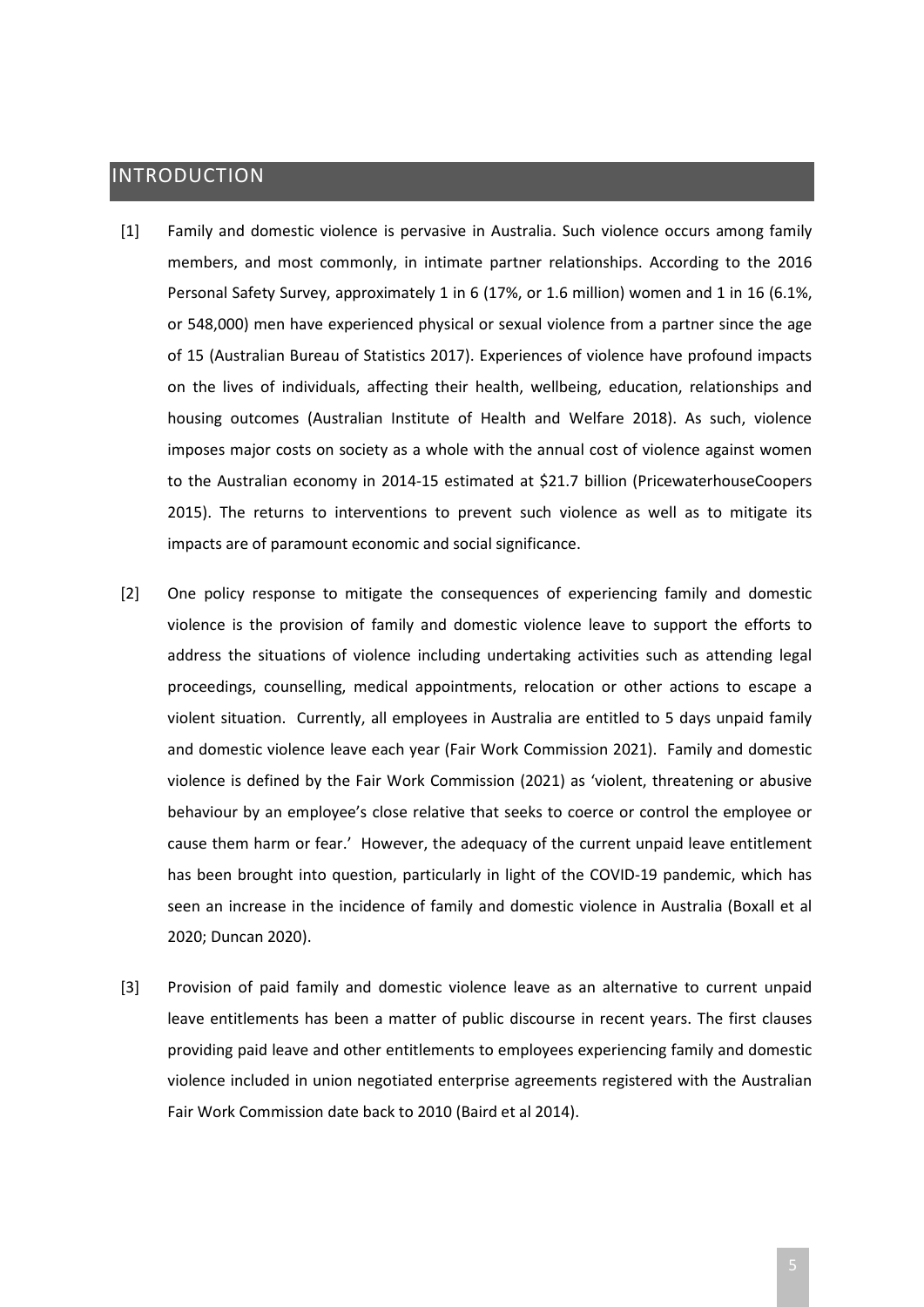## INTRODUCTION

[1] Family and domestic violence is pervasive in Australia. Such violence occurs among family members, and most commonly, in intimate partner relationships. According to the 2016 Personal Safety Survey, approximately 1 in 6 (17%, or 1.6 million) women and 1 in 16 (6.1%, or 548,000) men have experienced physical or sexual violence from a partner since the age of 15 (Australian Bureau of Statistics 2017). Experiences of violence have profound impacts on the lives of individuals, affecting their health, wellbeing, education, relationships and housing outcomes (Australian Institute of Health and Welfare 2018). As such, violence imposes major costs on society as a whole with the annual cost of violence against women to the Australian economy in 2014-15 estimated at $21.7 billion (PricewaterhouseCoopers 2015). The returns to interventions to prevent such violence as well as to mitigate its impacts are of paramount economic and social significance.

[2] One policy response to mitigate the consequences of experiencing family and domestic violence is the provision of family and domestic violence leave to support the efforts to address the situations of violence including undertaking activities such as attending legal proceedings, counselling, medical appointments, relocation or other actions to escape a violent situation. Currently, all employees in Australia are entitled to 5 days unpaid family and domestic violence leave each year (Fair Work Commission 2021). Family and domestic violence is defined by the Fair Work Commission (2021) as 'violent, threatening or abusive behaviour by an employee's close relative that seeks to coerce or control the employee or cause them harm or fear.' However, the adequacy of the current unpaid leave entitlement has been brought into question, particularly in light of the COVID-19 pandemic, which has seen an increase in the incidence of family and domestic violence in Australia (Boxall et al 2020; Duncan 2020).

[3] Provision of paid family and domestic violence leave as an alternative to current unpaid leave entitlements has been a matter of public discourse in recent years. The first clauses providing paid leave and other entitlements to employees experiencing family and domestic violence included in union negotiated enterprise agreements registered with the Australian Fair Work Commission date back to 2010 (Baird et al 2014).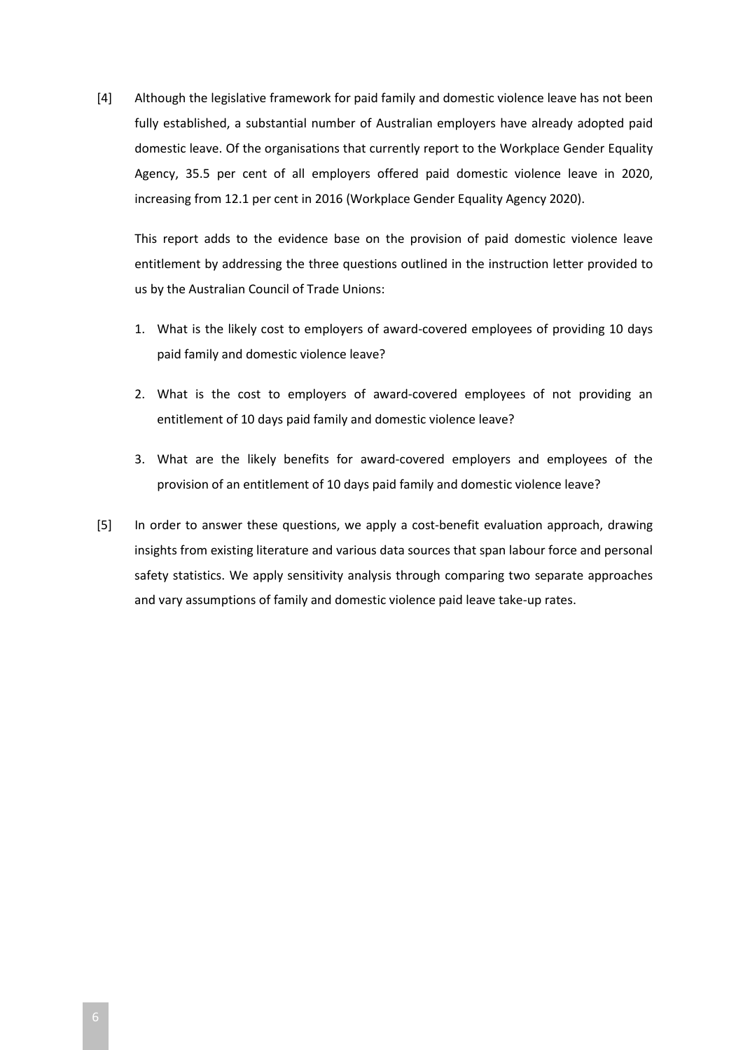[4] Although the legislative framework for paid family and domestic violence leave has not been fully established, a substantial number of Australian employers have already adopted paid domestic leave. Of the organisations that currently report to the Workplace Gender Equality Agency, 35.5 per cent of all employers offered paid domestic violence leave in 2020, increasing from 12.1 per cent in 2016 (Workplace Gender Equality Agency 2020).

This report adds to the evidence base on the provision of paid domestic violence leave entitlement by addressing the three questions outlined in the instruction letter provided to us by the Australian Council of Trade Unions:

1. What is the likely cost to employers of award-covered employees of providing 10 days paid family and domestic violence leave?
2. What is the cost to employers of award-covered employees of not providing an entitlement of 10 days paid family and domestic violence leave?
3. What are the likely benefits for award-covered employers and employees of the provision of an entitlement of 10 days paid family and domestic violence leave?

[5] In order to answer these questions, we apply a cost-benefit evaluation approach, drawing insights from existing literature and various data sources that span labour force and personal safety statistics. We apply sensitivity analysis through comparing two separate approaches and vary assumptions of family and domestic violence paid leave take-up rates.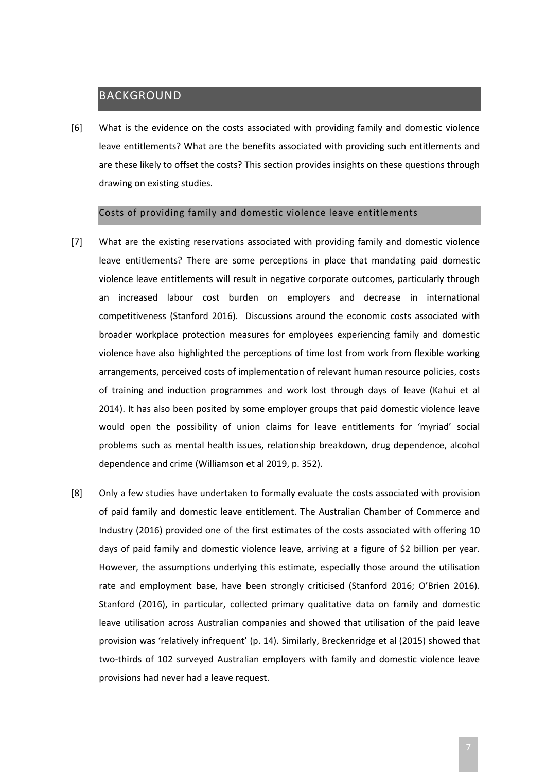## BACKGROUND

[6] What is the evidence on the costs associated with providing family and domestic violence leave entitlements? What are the benefits associated with providing such entitlements and are these likely to offset the costs? This section provides insights on these questions through drawing on existing studies.

### Costs of providing family and domestic violence leave entitlements

[7] What are the existing reservations associated with providing family and domestic violence leave entitlements? There are some perceptions in place that mandating paid domestic violence leave entitlements will result in negative corporate outcomes, particularly through an increased labour cost burden on employers and decrease in international competitiveness (Stanford 2016). Discussions around the economic costs associated with broader workplace protection measures for employees experiencing family and domestic violence have also highlighted the perceptions of time lost from work from flexible working arrangements, perceived costs of implementation of relevant human resource policies, costs of training and induction programmes and work lost through days of leave (Kahui et al 2014). It has also been posited by some employer groups that paid domestic violence leave would open the possibility of union claims for leave entitlements for 'myriad' social problems such as mental health issues, relationship breakdown, drug dependence, alcohol dependence and crime (Williamson et al 2019, p. 352).

[8] Only a few studies have undertaken to formally evaluate the costs associated with provision of paid family and domestic leave entitlement. The Australian Chamber of Commerce and Industry (2016) provided one of the first estimates of the costs associated with offering 10 days of paid family and domestic violence leave, arriving at a figure of $2 billion per year. However, the assumptions underlying this estimate, especially those around the utilisation rate and employment base, have been strongly criticised (Stanford 2016; O'Brien 2016). Stanford (2016), in particular, collected primary qualitative data on family and domestic leave utilisation across Australian companies and showed that utilisation of the paid leave provision was 'relatively infrequent' (p. 14). Similarly, Breckenridge et al (2015) showed that two-thirds of 102 surveyed Australian employers with family and domestic violence leave provisions had never had a leave request.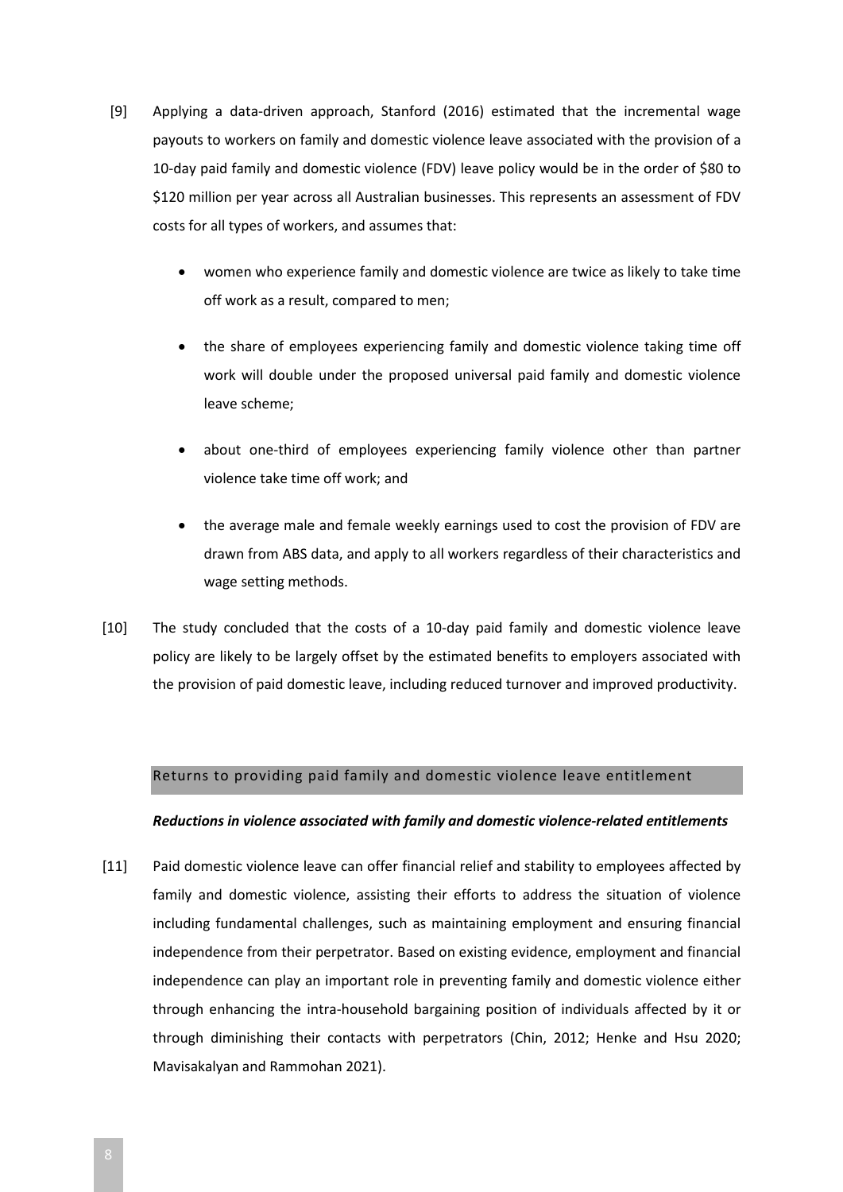[9] Applying a data-driven approach, Stanford (2016) estimated that the incremental wage payouts to workers on family and domestic violence leave associated with the provision of a 10-day paid family and domestic violence (FDV) leave policy would be in the order of $80 to $120 million per year across all Australian businesses. This represents an assessment of FDV costs for all types of workers, and assumes that:

- women who experience family and domestic violence are twice as likely to take time off work as a result, compared to men;
- the share of employees experiencing family and domestic violence taking time off work will double under the proposed universal paid family and domestic violence leave scheme;
- about one-third of employees experiencing family violence other than partner violence take time off work; and
- the average male and female weekly earnings used to cost the provision of FDV are drawn from ABS data, and apply to all workers regardless of their characteristics and wage setting methods.

[10] The study concluded that the costs of a 10-day paid family and domestic violence leave policy are likely to be largely offset by the estimated benefits to employers associated with the provision of paid domestic leave, including reduced turnover and improved productivity.

## Returns to providing paid family and domestic violence leave entitlement

***Reductions in violence associated with family and domestic violence-related entitlements***

[11] Paid domestic violence leave can offer financial relief and stability to employees affected by family and domestic violence, assisting their efforts to address the situation of violence including fundamental challenges, such as maintaining employment and ensuring financial independence from their perpetrator. Based on existing evidence, employment and financial independence can play an important role in preventing family and domestic violence either through enhancing the intra-household bargaining position of individuals affected by it or through diminishing their contacts with perpetrators (Chin, 2012; Henke and Hsu 2020; Mavisakalyan and Rammohan 2021).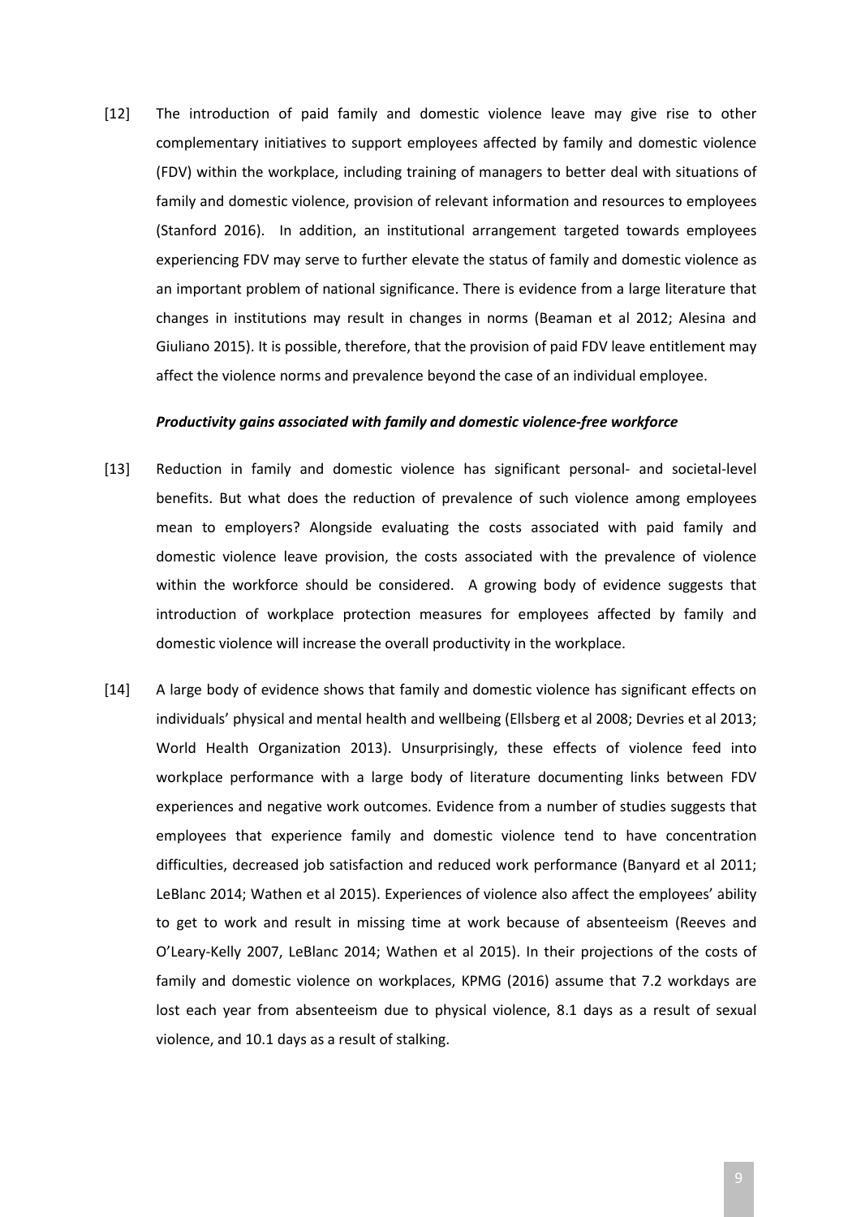[12] The introduction of paid family and domestic violence leave may give rise to other complementary initiatives to support employees affected by family and domestic violence (FDV) within the workplace, including training of managers to better deal with situations of family and domestic violence, provision of relevant information and resources to employees (Stanford 2016). In addition, an institutional arrangement targeted towards employees experiencing FDV may serve to further elevate the status of family and domestic violence as an important problem of national significance. There is evidence from a large literature that changes in institutions may result in changes in norms (Beaman et al 2012; Alesina and Giuliano 2015). It is possible, therefore, that the provision of paid FDV leave entitlement may affect the violence norms and prevalence beyond the case of an individual employee.

***Productivity gains associated with family and domestic violence-free workforce***

[13] Reduction in family and domestic violence has significant personal- and societal-level benefits. But what does the reduction of prevalence of such violence among employees mean to employers? Alongside evaluating the costs associated with paid family and domestic violence leave provision, the costs associated with the prevalence of violence within the workforce should be considered. A growing body of evidence suggests that introduction of workplace protection measures for employees affected by family and domestic violence will increase the overall productivity in the workplace.

[14] A large body of evidence shows that family and domestic violence has significant effects on individuals' physical and mental health and wellbeing (Ellsberg et al 2008; Devries et al 2013; World Health Organization 2013). Unsurprisingly, these effects of violence feed into workplace performance with a large body of literature documenting links between FDV experiences and negative work outcomes. Evidence from a number of studies suggests that employees that experience family and domestic violence tend to have concentration difficulties, decreased job satisfaction and reduced work performance (Banyard et al 2011; LeBlanc 2014; Wathen et al 2015). Experiences of violence also affect the employees' ability to get to work and result in missing time at work because of absenteeism (Reeves and O'Leary-Kelly 2007, LeBlanc 2014; Wathen et al 2015). In their projections of the costs of family and domestic violence on workplaces, KPMG (2016) assume that 7.2 workdays are lost each year from absenteeism due to physical violence, 8.1 days as a result of sexual violence, and 10.1 days as a result of stalking.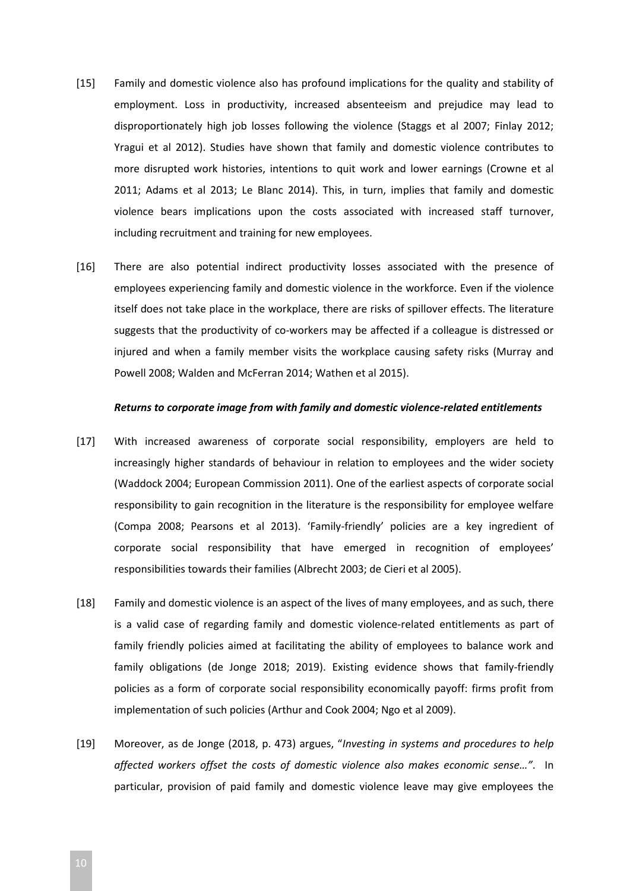[15] Family and domestic violence also has profound implications for the quality and stability of employment. Loss in productivity, increased absenteeism and prejudice may lead to disproportionately high job losses following the violence (Staggs et al 2007; Finlay 2012; Yragui et al 2012). Studies have shown that family and domestic violence contributes to more disrupted work histories, intentions to quit work and lower earnings (Crowne et al 2011; Adams et al 2013; Le Blanc 2014). This, in turn, implies that family and domestic violence bears implications upon the costs associated with increased staff turnover, including recruitment and training for new employees.

[16] There are also potential indirect productivity losses associated with the presence of employees experiencing family and domestic violence in the workforce. Even if the violence itself does not take place in the workplace, there are risks of spillover effects. The literature suggests that the productivity of co-workers may be affected if a colleague is distressed or injured and when a family member visits the workplace causing safety risks (Murray and Powell 2008; Walden and McFerran 2014; Wathen et al 2015).

***Returns to corporate image from with family and domestic violence-related entitlements***

[17] With increased awareness of corporate social responsibility, employers are held to increasingly higher standards of behaviour in relation to employees and the wider society (Waddock 2004; European Commission 2011). One of the earliest aspects of corporate social responsibility to gain recognition in the literature is the responsibility for employee welfare (Compa 2008; Pearsons et al 2013). 'Family-friendly' policies are a key ingredient of corporate social responsibility that have emerged in recognition of employees' responsibilities towards their families (Albrecht 2003; de Cieri et al 2005).

[18] Family and domestic violence is an aspect of the lives of many employees, and as such, there is a valid case of regarding family and domestic violence-related entitlements as part of family friendly policies aimed at facilitating the ability of employees to balance work and family obligations (de Jonge 2018; 2019). Existing evidence shows that family-friendly policies as a form of corporate social responsibility economically payoff: firms profit from implementation of such policies (Arthur and Cook 2004; Ngo et al 2009).

[19] Moreover, as de Jonge (2018, p. 473) argues, "*Investing in systems and procedures to help affected workers offset the costs of domestic violence also makes economic sense…"*. In particular, provision of paid family and domestic violence leave may give employees the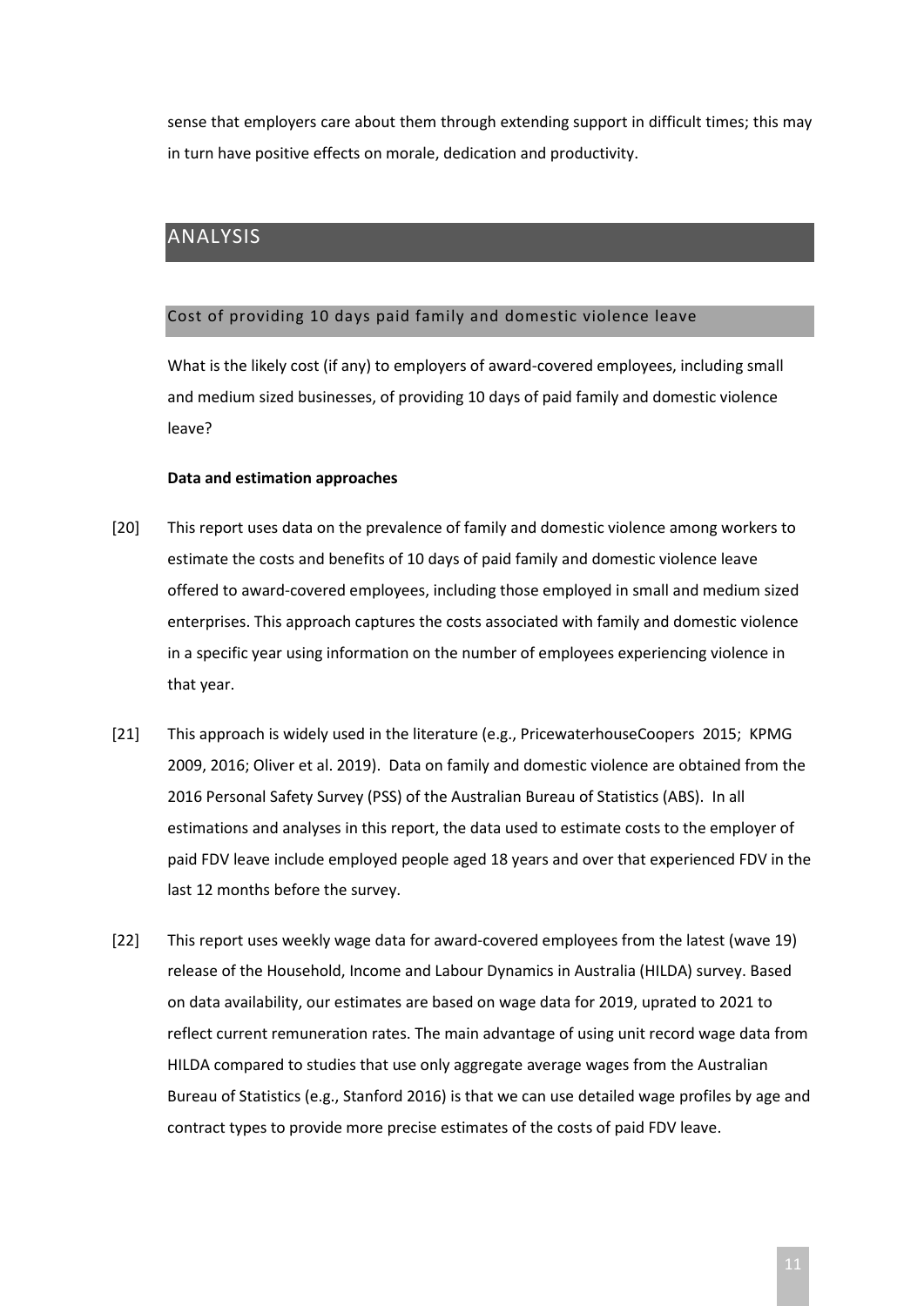sense that employers care about them through extending support in difficult times; this may in turn have positive effects on morale, dedication and productivity.

## ANALYSIS

### Cost of providing 10 days paid family and domestic violence leave

What is the likely cost (if any) to employers of award-covered employees, including small and medium sized businesses, of providing 10 days of paid family and domestic violence leave?

**Data and estimation approaches**

[20] This report uses data on the prevalence of family and domestic violence among workers to estimate the costs and benefits of 10 days of paid family and domestic violence leave offered to award-covered employees, including those employed in small and medium sized enterprises. This approach captures the costs associated with family and domestic violence in a specific year using information on the number of employees experiencing violence in that year.

[21] This approach is widely used in the literature (e.g., PricewaterhouseCoopers 2015; KPMG 2009, 2016; Oliver et al. 2019). Data on family and domestic violence are obtained from the 2016 Personal Safety Survey (PSS) of the Australian Bureau of Statistics (ABS). In all estimations and analyses in this report, the data used to estimate costs to the employer of paid FDV leave include employed people aged 18 years and over that experienced FDV in the last 12 months before the survey.

[22] This report uses weekly wage data for award-covered employees from the latest (wave 19) release of the Household, Income and Labour Dynamics in Australia (HILDA) survey. Based on data availability, our estimates are based on wage data for 2019, uprated to 2021 to reflect current remuneration rates. The main advantage of using unit record wage data from HILDA compared to studies that use only aggregate average wages from the Australian Bureau of Statistics (e.g., Stanford 2016) is that we can use detailed wage profiles by age and contract types to provide more precise estimates of the costs of paid FDV leave.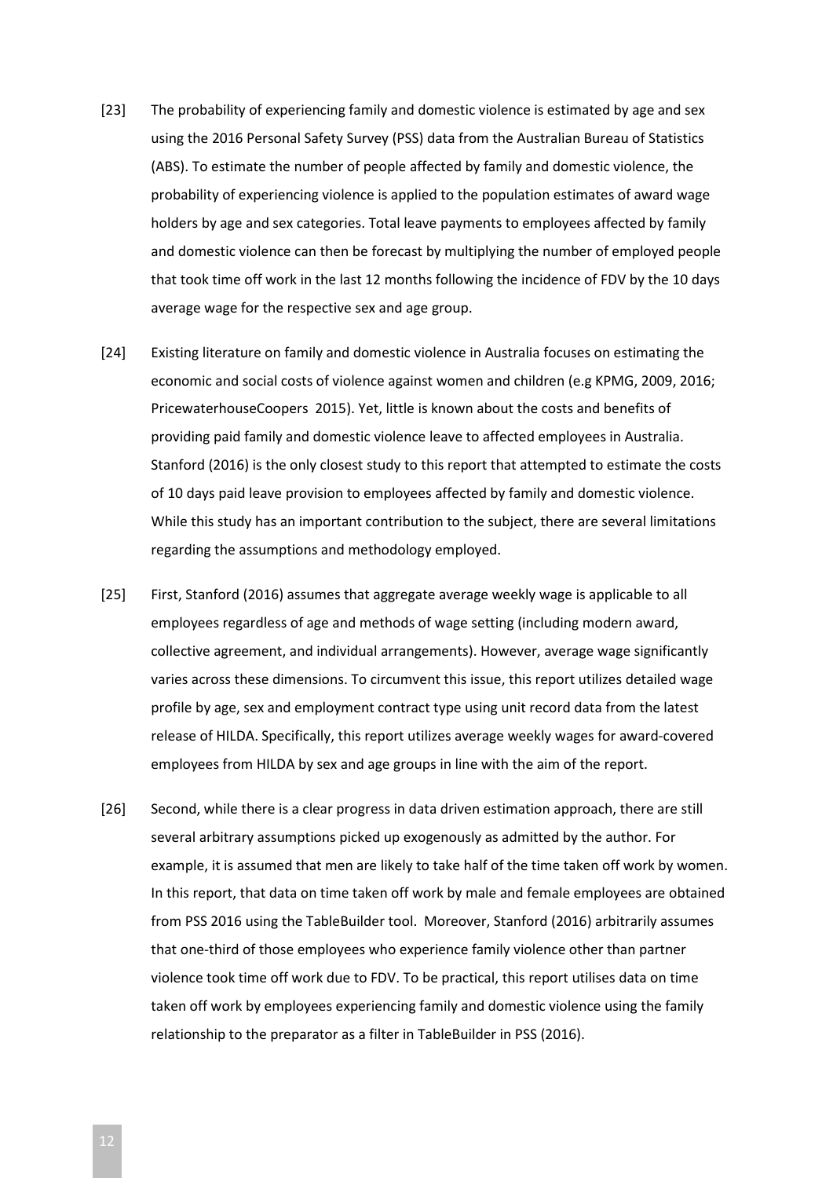[23] The probability of experiencing family and domestic violence is estimated by age and sex using the 2016 Personal Safety Survey (PSS) data from the Australian Bureau of Statistics (ABS). To estimate the number of people affected by family and domestic violence, the probability of experiencing violence is applied to the population estimates of award wage holders by age and sex categories. Total leave payments to employees affected by family and domestic violence can then be forecast by multiplying the number of employed people that took time off work in the last 12 months following the incidence of FDV by the 10 days average wage for the respective sex and age group.

[24] Existing literature on family and domestic violence in Australia focuses on estimating the economic and social costs of violence against women and children (e.g KPMG, 2009, 2016; PricewaterhouseCoopers 2015). Yet, little is known about the costs and benefits of providing paid family and domestic violence leave to affected employees in Australia. Stanford (2016) is the only closest study to this report that attempted to estimate the costs of 10 days paid leave provision to employees affected by family and domestic violence. While this study has an important contribution to the subject, there are several limitations regarding the assumptions and methodology employed.

[25] First, Stanford (2016) assumes that aggregate average weekly wage is applicable to all employees regardless of age and methods of wage setting (including modern award, collective agreement, and individual arrangements). However, average wage significantly varies across these dimensions. To circumvent this issue, this report utilizes detailed wage profile by age, sex and employment contract type using unit record data from the latest release of HILDA. Specifically, this report utilizes average weekly wages for award-covered employees from HILDA by sex and age groups in line with the aim of the report.

[26] Second, while there is a clear progress in data driven estimation approach, there are still several arbitrary assumptions picked up exogenously as admitted by the author. For example, it is assumed that men are likely to take half of the time taken off work by women. In this report, that data on time taken off work by male and female employees are obtained from PSS 2016 using the TableBuilder tool. Moreover, Stanford (2016) arbitrarily assumes that one-third of those employees who experience family violence other than partner violence took time off work due to FDV. To be practical, this report utilises data on time taken off work by employees experiencing family and domestic violence using the family relationship to the preparator as a filter in TableBuilder in PSS (2016).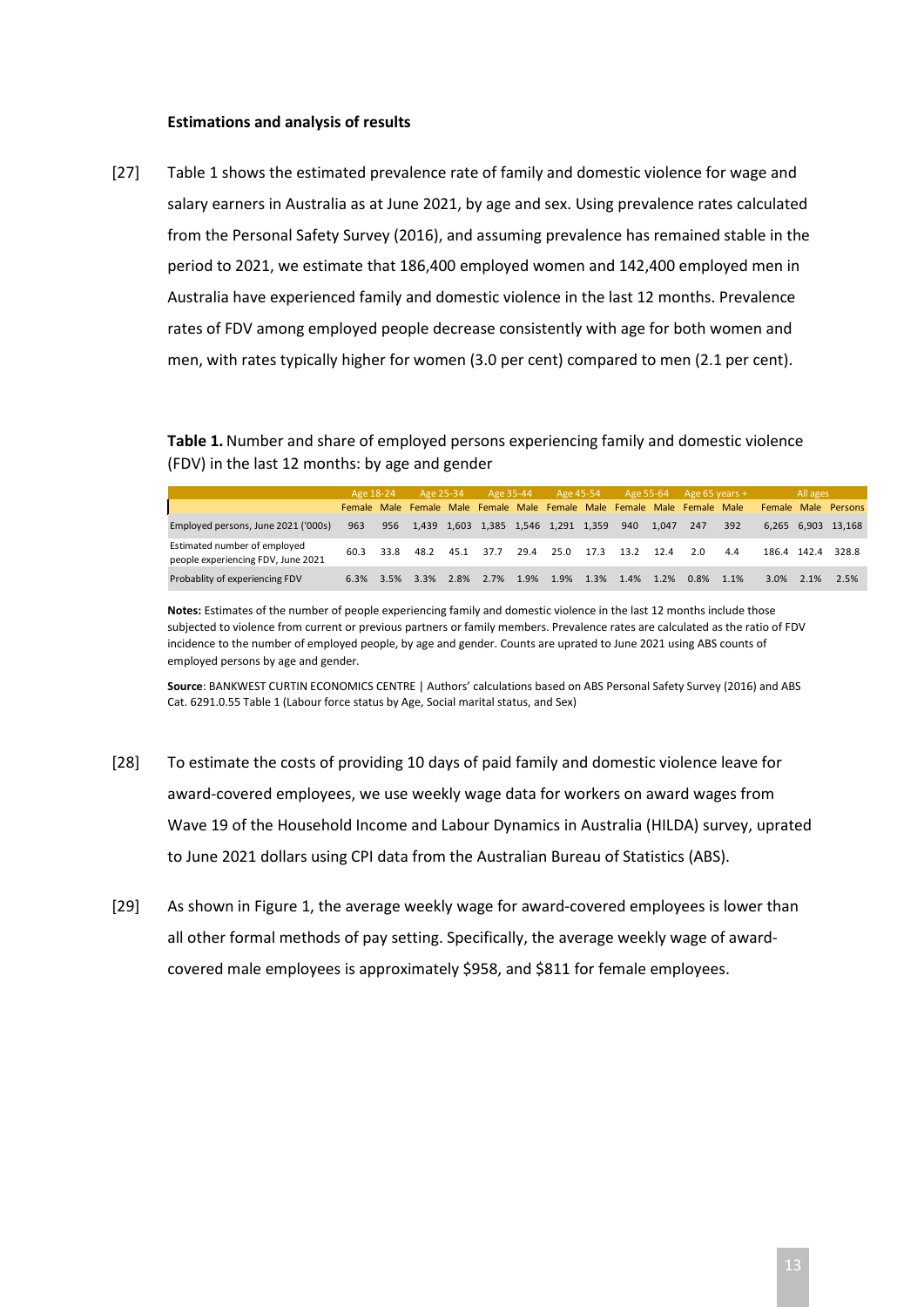**Estimations and analysis of results**

[27] Table 1 shows the estimated prevalence rate of family and domestic violence for wage and salary earners in Australia as at June 2021, by age and sex. Using prevalence rates calculated from the Personal Safety Survey (2016), and assuming prevalence has remained stable in the period to 2021, we estimate that 186,400 employed women and 142,400 employed men in Australia have experienced family and domestic violence in the last 12 months. Prevalence rates of FDV among employed people decrease consistently with age for both women and men, with rates typically higher for women (3.0 per cent) compared to men (2.1 per cent).

**Table 1.** Number and share of employed persons experiencing family and domestic violence (FDV) in the last 12 months: by age and gender

| | Age 18-24 | | Age 25-34 | | Age 35-44 | | Age 45-54 | | Age 55-64 | | Age 65 years + | | All ages | | |
|---|---|---|---|---|---|---|---|---|---|---|---|---|---|---|---|
| | Female | Male | Female | Male | Female | Male | Female | Male | Female | Male | Female | Male | Female | Male | Persons |
| Employed persons, June 2021 ('000s) | 963 | 956 | 1,439 | 1,603 | 1,385 | 1,546 | 1,291 | 1,359 | 940 | 1,047 | 247 | 392 | 6,265 | 6,903 | 13,168 |
| Estimated number of employed people experiencing FDV, June 2021 | 60.3 | 33.8 | 48.2 | 45.1 | 37.7 | 29.4 | 25.0 | 17.3 | 13.2 | 12.4 | 2.0 | 4.4 | 186.4 | 142.4 | 328.8 |
| Probablity of experiencing FDV | 6.3% | 3.5% | 3.3% | 2.8% | 2.7% | 1.9% | 1.9% | 1.3% | 1.4% | 1.2% | 0.8% | 1.1% | 3.0% | 2.1% | 2.5% |

**Notes:** Estimates of the number of people experiencing family and domestic violence in the last 12 months include those subjected to violence from current or previous partners or family members. Prevalence rates are calculated as the ratio of FDV incidence to the number of employed people, by age and gender. Counts are uprated to June 2021 using ABS counts of employed persons by age and gender.

**Source**: BANKWEST CURTIN ECONOMICS CENTRE | Authors' calculations based on ABS Personal Safety Survey (2016) and ABS Cat. 6291.0.55 Table 1 (Labour force status by Age, Social marital status, and Sex)

[28] To estimate the costs of providing 10 days of paid family and domestic violence leave for award-covered employees, we use weekly wage data for workers on award wages from Wave 19 of the Household Income and Labour Dynamics in Australia (HILDA) survey, uprated to June 2021 dollars using CPI data from the Australian Bureau of Statistics (ABS).

[29] As shown in Figure 1, the average weekly wage for award-covered employees is lower than all other formal methods of pay setting. Specifically, the average weekly wage of award-covered male employees is approximately $958, and $811 for female employees.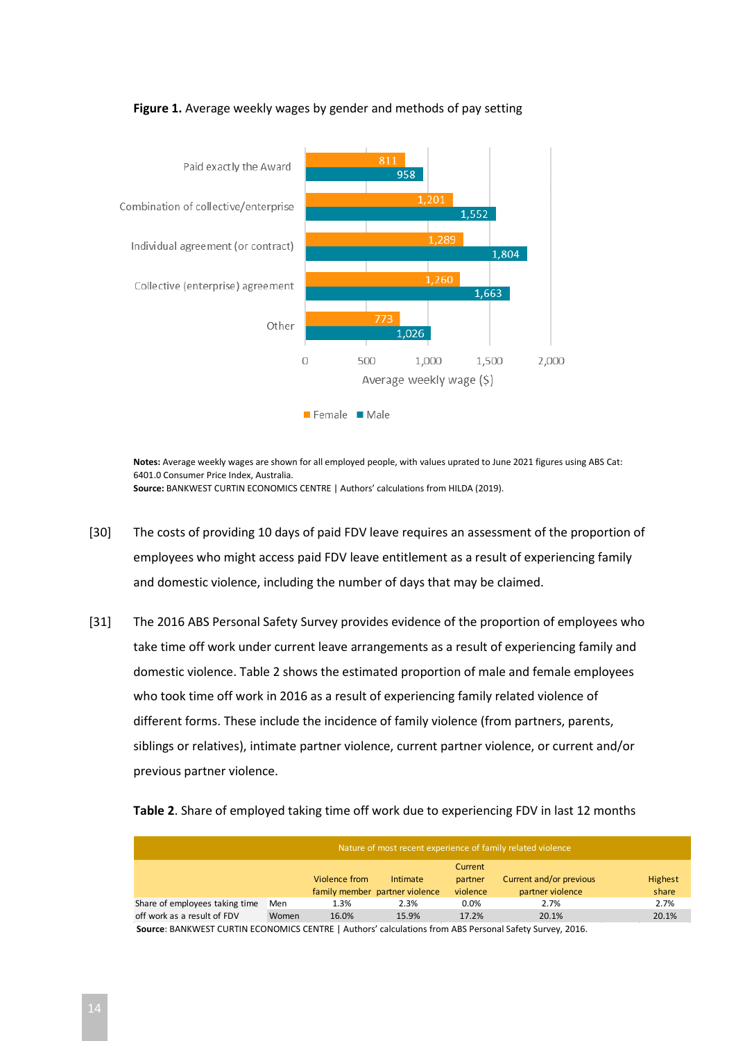**Figure 1.** Average weekly wages by gender and methods of pay setting

| Method of pay setting | Female | Male |
|---|---|---|
| Paid exactly the Award | 811 | 958 |
| Combination of collective/enterprise | 1,201 | 1,552 |
| Individual agreement (or contract) | 1,289 | 1,804 |
| Collective (enterprise) agreement | 1,260 | 1,663 |
| Other | 773 | 1,026 |

Average weekly wage ($)

**Notes:** Average weekly wages are shown for all employed people, with values uprated to June 2021 figures using ABS Cat: 6401.0 Consumer Price Index, Australia.
**Source:** BANKWEST CURTIN ECONOMICS CENTRE | Authors' calculations from HILDA (2019).

[30] The costs of providing 10 days of paid FDV leave requires an assessment of the proportion of employees who might access paid FDV leave entitlement as a result of experiencing family and domestic violence, including the number of days that may be claimed.

[31] The 2016 ABS Personal Safety Survey provides evidence of the proportion of employees who take time off work under current leave arrangements as a result of experiencing family and domestic violence. Table 2 shows the estimated proportion of male and female employees who took time off work in 2016 as a result of experiencing family related violence of different forms. These include the incidence of family violence (from partners, parents, siblings or relatives), intimate partner violence, current partner violence, or current and/or previous partner violence.

**Table 2**. Share of employed taking time off work due to experiencing FDV in last 12 months

| | | Nature of most recent experience of family related violence | | | | |
|---|---|---|---|---|---|---|
| | | Violence from family member | Intimate partner violence | Current partner violence | Current and/or previous partner violence | Highest share |
| Share of employees taking time off work as a result of FDV | Men | 1.3% | 2.3% | 0.0% | 2.7% | 2.7% |
| | Women | 16.0% | 15.9% | 17.2% | 20.1% | 20.1% |

**Source**: BANKWEST CURTIN ECONOMICS CENTRE | Authors' calculations from ABS Personal Safety Survey, 2016.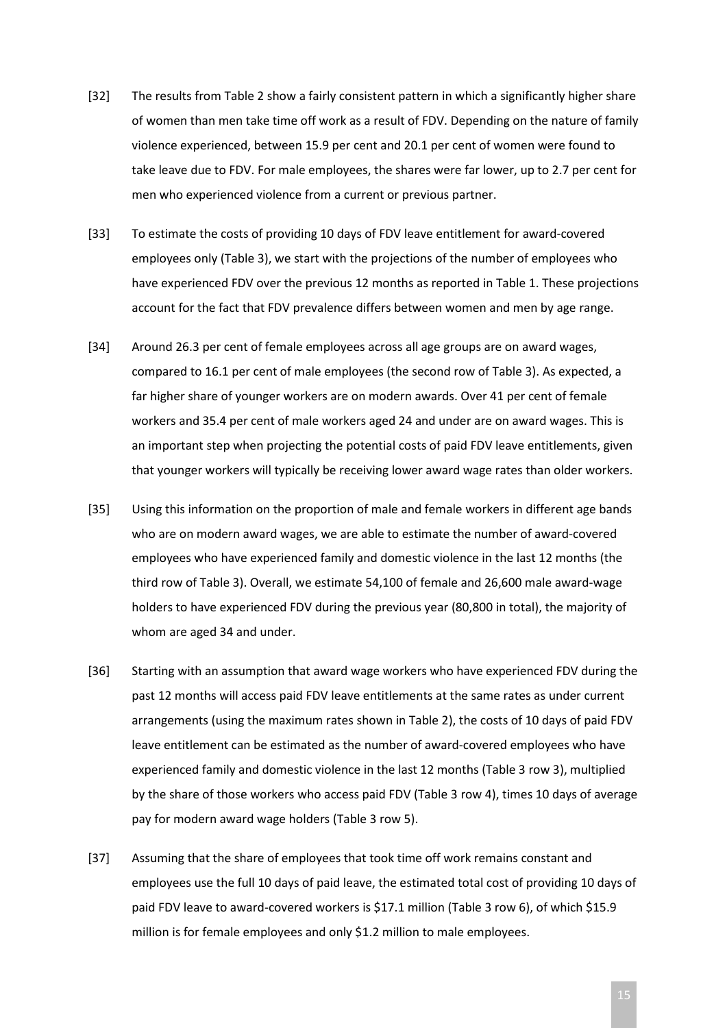[32] The results from Table 2 show a fairly consistent pattern in which a significantly higher share of women than men take time off work as a result of FDV. Depending on the nature of family violence experienced, between 15.9 per cent and 20.1 per cent of women were found to take leave due to FDV. For male employees, the shares were far lower, up to 2.7 per cent for men who experienced violence from a current or previous partner.

[33] To estimate the costs of providing 10 days of FDV leave entitlement for award-covered employees only (Table 3), we start with the projections of the number of employees who have experienced FDV over the previous 12 months as reported in Table 1. These projections account for the fact that FDV prevalence differs between women and men by age range.

[34] Around 26.3 per cent of female employees across all age groups are on award wages, compared to 16.1 per cent of male employees (the second row of Table 3). As expected, a far higher share of younger workers are on modern awards. Over 41 per cent of female workers and 35.4 per cent of male workers aged 24 and under are on award wages. This is an important step when projecting the potential costs of paid FDV leave entitlements, given that younger workers will typically be receiving lower award wage rates than older workers.

[35] Using this information on the proportion of male and female workers in different age bands who are on modern award wages, we are able to estimate the number of award-covered employees who have experienced family and domestic violence in the last 12 months (the third row of Table 3). Overall, we estimate 54,100 of female and 26,600 male award-wage holders to have experienced FDV during the previous year (80,800 in total), the majority of whom are aged 34 and under.

[36] Starting with an assumption that award wage workers who have experienced FDV during the past 12 months will access paid FDV leave entitlements at the same rates as under current arrangements (using the maximum rates shown in Table 2), the costs of 10 days of paid FDV leave entitlement can be estimated as the number of award-covered employees who have experienced family and domestic violence in the last 12 months (Table 3 row 3), multiplied by the share of those workers who access paid FDV (Table 3 row 4), times 10 days of average pay for modern award wage holders (Table 3 row 5).

[37] Assuming that the share of employees that took time off work remains constant and employees use the full 10 days of paid leave, the estimated total cost of providing 10 days of paid FDV leave to award-covered workers is $17.1 million (Table 3 row 6), of which $15.9 million is for female employees and only $1.2 million to male employees.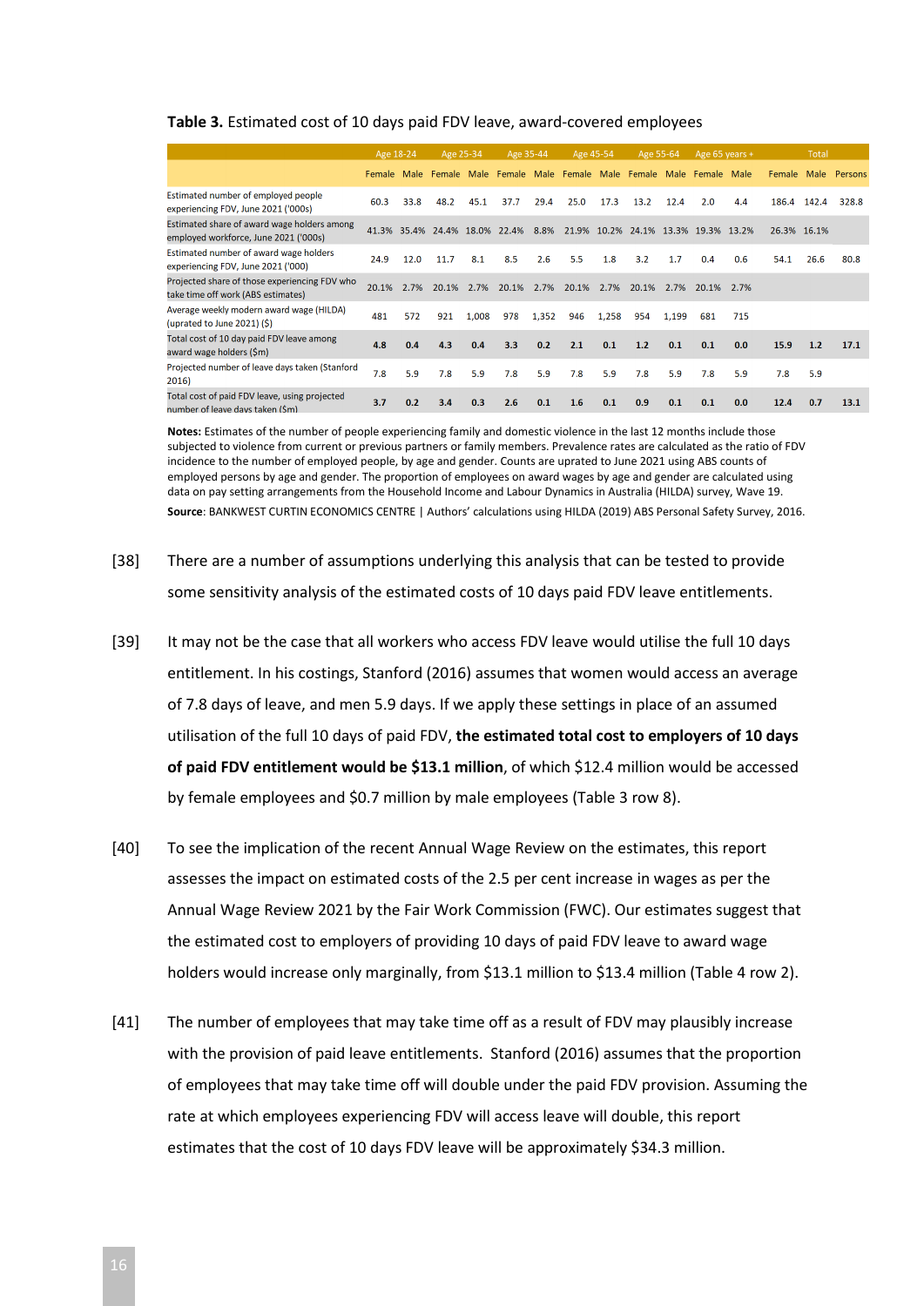**Table 3.** Estimated cost of 10 days paid FDV leave, award-covered employees

| | Age 18-24 | | Age 25-34 | | Age 35-44 | | Age 45-54 | | Age 55-64 | | Age 65 years + | | Total | | |
|---|---|---|---|---|---|---|---|---|---|---|---|---|---|---|---|
| | Female | Male | Female | Male | Female | Male | Female | Male | Female | Male | Female | Male | Female | Male | Persons |
| Estimated number of employed people experiencing FDV, June 2021 ('000s) | 60.3 | 33.8 | 48.2 | 45.1 | 37.7 | 29.4 | 25.0 | 17.3 | 13.2 | 12.4 | 2.0 | 4.4 | 186.4 | 142.4 | 328.8 |
| Estimated share of award wage holders among employed workforce, June 2021 ('000s) | 41.3% | 35.4% | 24.4% | 18.0% | 22.4% | 8.8% | 21.9% | 10.2% | 24.1% | 13.3% | 19.3% | 13.2% | 26.3% | 16.1% | |
| Estimated number of award wage holders experiencing FDV, June 2021 ('000) | 24.9 | 12.0 | 11.7 | 8.1 | 8.5 | 2.6 | 5.5 | 1.8 | 3.2 | 1.7 | 0.4 | 0.6 | 54.1 | 26.6 | 80.8 |
| Projected share of those experiencing FDV who take time off work (ABS estimates) | 20.1% | 2.7% | 20.1% | 2.7% | 20.1% | 2.7% | 20.1% | 2.7% | 20.1% | 2.7% | 20.1% | 2.7% | | | |
| Average weekly modern award wage (HILDA) (uprated to June 2021) ($) | 481 | 572 | 921 | 1,008 | 978 | 1,352 | 946 | 1,258 | 954 | 1,199 | 681 | 715 | | | |
| Total cost of 10 day paid FDV leave among award wage holders ($m) | **4.8** | **0.4** | **4.3** | **0.4** | **3.3** | **0.2** | **2.1** | **0.1** | **1.2** | **0.1** | **0.1** | **0.0** | **15.9** | **1.2** | **17.1** |
| Projected number of leave days taken (Stanford 2016) | 7.8 | 5.9 | 7.8 | 5.9 | 7.8 | 5.9 | 7.8 | 5.9 | 7.8 | 5.9 | 7.8 | 5.9 | 7.8 | 5.9 | |
| Total cost of paid FDV leave, using projected number of leave days taken ($m) | **3.7** | **0.2** | **3.4** | **0.3** | **2.6** | **0.1** | **1.6** | **0.1** | **0.9** | **0.1** | **0.1** | **0.0** | **12.4** | **0.7** | **13.1** |

**Notes:** Estimates of the number of people experiencing family and domestic violence in the last 12 months include those subjected to violence from current or previous partners or family members. Prevalence rates are calculated as the ratio of FDV incidence to the number of employed people, by age and gender. Counts are uprated to June 2021 using ABS counts of employed persons by age and gender. The proportion of employees on award wages by age and gender are calculated using data on pay setting arrangements from the Household Income and Labour Dynamics in Australia (HILDA) survey, Wave 19.
**Source**: BANKWEST CURTIN ECONOMICS CENTRE | Authors' calculations using HILDA (2019) ABS Personal Safety Survey, 2016.

[38] There are a number of assumptions underlying this analysis that can be tested to provide some sensitivity analysis of the estimated costs of 10 days paid FDV leave entitlements.

[39] It may not be the case that all workers who access FDV leave would utilise the full 10 days entitlement. In his costings, Stanford (2016) assumes that women would access an average of 7.8 days of leave, and men 5.9 days. If we apply these settings in place of an assumed utilisation of the full 10 days of paid FDV, **the estimated total cost to employers of 10 days of paid FDV entitlement would be $13.1 million**, of which $12.4 million would be accessed by female employees and $0.7 million by male employees (Table 3 row 8).

[40] To see the implication of the recent Annual Wage Review on the estimates, this report assesses the impact on estimated costs of the 2.5 per cent increase in wages as per the Annual Wage Review 2021 by the Fair Work Commission (FWC). Our estimates suggest that the estimated cost to employers of providing 10 days of paid FDV leave to award wage holders would increase only marginally, from $13.1 million to $13.4 million (Table 4 row 2).

[41] The number of employees that may take time off as a result of FDV may plausibly increase with the provision of paid leave entitlements. Stanford (2016) assumes that the proportion of employees that may take time off will double under the paid FDV provision. Assuming the rate at which employees experiencing FDV will access leave will double, this report estimates that the cost of 10 days FDV leave will be approximately $34.3 million.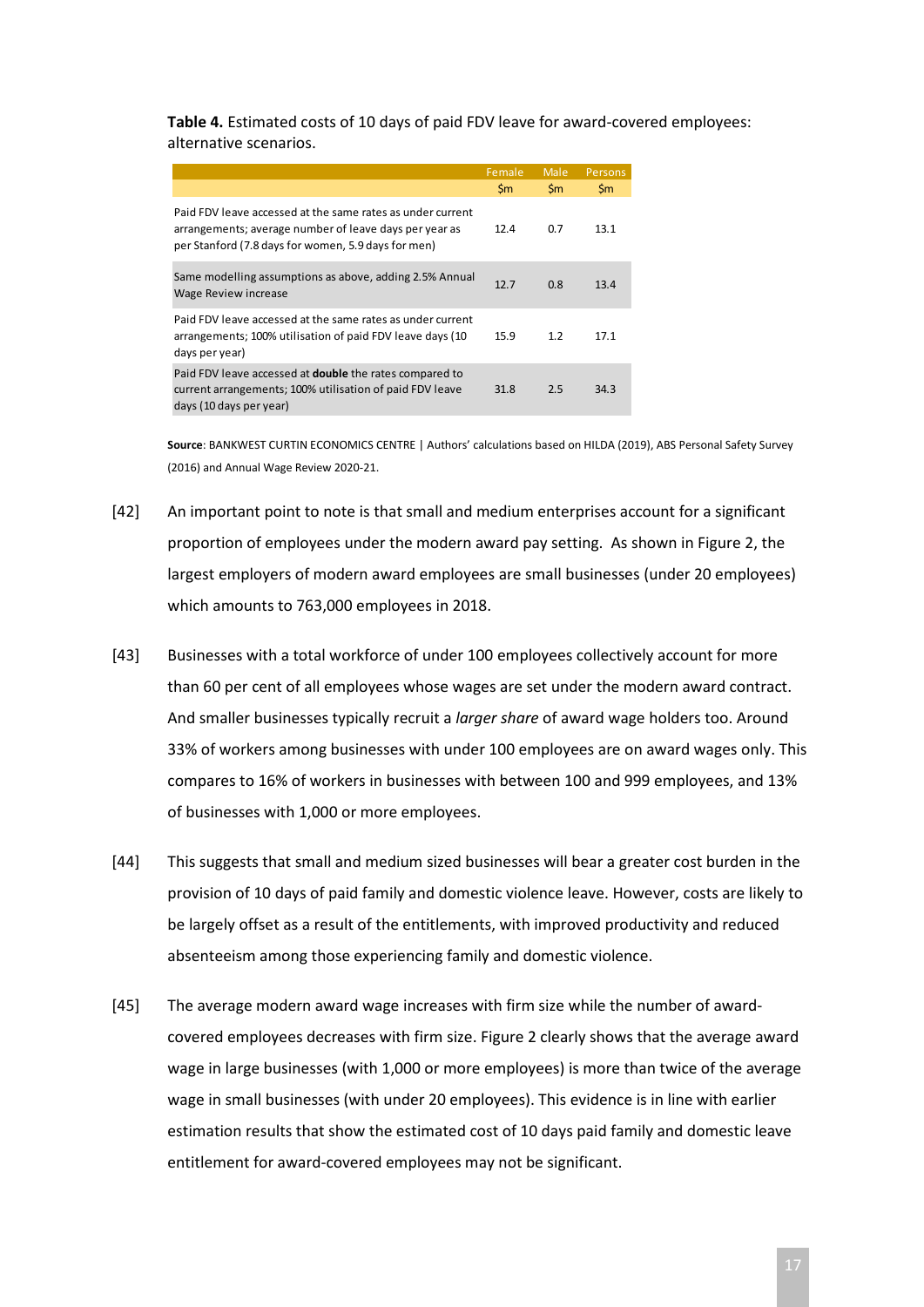**Table 4.** Estimated costs of 10 days of paid FDV leave for award-covered employees: alternative scenarios.

| | Female<br>$m | Male<br>$m | Persons<br>$m |
|---|---|---|---|
| Paid FDV leave accessed at the same rates as under current arrangements; average number of leave days per year as per Stanford (7.8 days for women, 5.9 days for men) | 12.4 | 0.7 | 13.1 |
| Same modelling assumptions as above, adding 2.5% Annual Wage Review increase | 12.7 | 0.8 | 13.4 |
| Paid FDV leave accessed at the same rates as under current arrangements; 100% utilisation of paid FDV leave days (10 days per year) | 15.9 | 1.2 | 17.1 |
| Paid FDV leave accessed at **double** the rates compared to current arrangements; 100% utilisation of paid FDV leave days (10 days per year) | 31.8 | 2.5 | 34.3 |

**Source**: BANKWEST CURTIN ECONOMICS CENTRE | Authors' calculations based on HILDA (2019), ABS Personal Safety Survey (2016) and Annual Wage Review 2020-21.

[42] An important point to note is that small and medium enterprises account for a significant proportion of employees under the modern award pay setting. As shown in Figure 2, the largest employers of modern award employees are small businesses (under 20 employees) which amounts to 763,000 employees in 2018.

[43] Businesses with a total workforce of under 100 employees collectively account for more than 60 per cent of all employees whose wages are set under the modern award contract. And smaller businesses typically recruit a *larger share* of award wage holders too. Around 33% of workers among businesses with under 100 employees are on award wages only. This compares to 16% of workers in businesses with between 100 and 999 employees, and 13% of businesses with 1,000 or more employees.

[44] This suggests that small and medium sized businesses will bear a greater cost burden in the provision of 10 days of paid family and domestic violence leave. However, costs are likely to be largely offset as a result of the entitlements, with improved productivity and reduced absenteeism among those experiencing family and domestic violence.

[45] The average modern award wage increases with firm size while the number of award-covered employees decreases with firm size. Figure 2 clearly shows that the average award wage in large businesses (with 1,000 or more employees) is more than twice of the average wage in small businesses (with under 20 employees). This evidence is in line with earlier estimation results that show the estimated cost of 10 days paid family and domestic leave entitlement for award-covered employees may not be significant.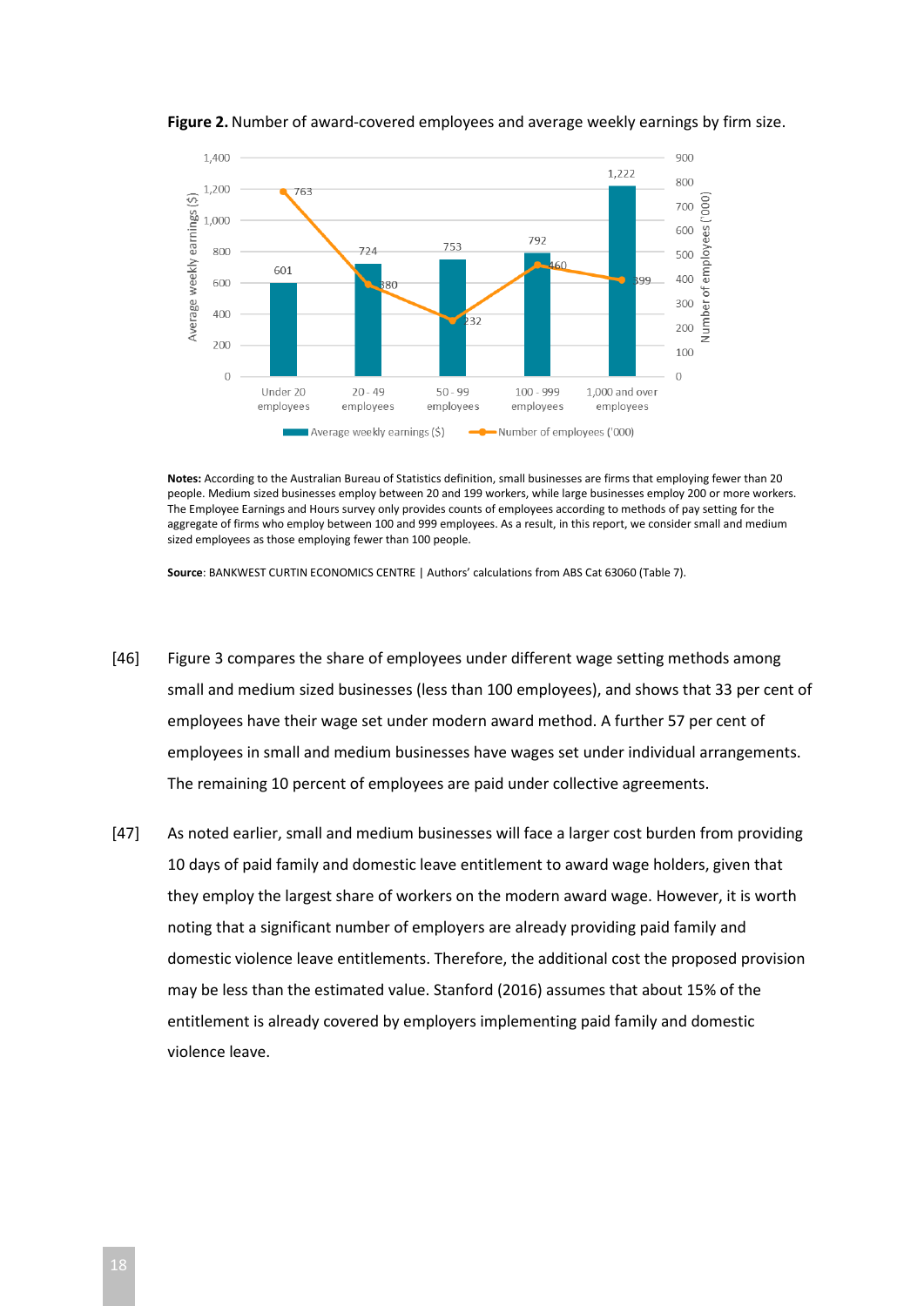**Figure 2.** Number of award-covered employees and average weekly earnings by firm size.

| Firm size | Average weekly earnings ($) | Number of employees ('000) |
|---|---|---|
| Under 20 employees | 601 | 763 |
| 20 - 49 employees | 724 | 380 |
| 50 - 99 employees | 753 | 232 |
| 100 - 999 employees | 792 | 460 |
| 1,000 and over employees | 1,222 | 399 |

**Notes:** According to the Australian Bureau of Statistics definition, small businesses are firms that employing fewer than 20 people. Medium sized businesses employ between 20 and 199 workers, while large businesses employ 200 or more workers. The Employee Earnings and Hours survey only provides counts of employees according to methods of pay setting for the aggregate of firms who employ between 100 and 999 employees. As a result, in this report, we consider small and medium sized employees as those employing fewer than 100 people.

**Source**: BANKWEST CURTIN ECONOMICS CENTRE | Authors' calculations from ABS Cat 63060 (Table 7).

[46] Figure 3 compares the share of employees under different wage setting methods among small and medium sized businesses (less than 100 employees), and shows that 33 per cent of employees have their wage set under modern award method. A further 57 per cent of employees in small and medium businesses have wages set under individual arrangements. The remaining 10 percent of employees are paid under collective agreements.

[47] As noted earlier, small and medium businesses will face a larger cost burden from providing 10 days of paid family and domestic leave entitlement to award wage holders, given that they employ the largest share of workers on the modern award wage. However, it is worth noting that a significant number of employers are already providing paid family and domestic violence leave entitlements. Therefore, the additional cost the proposed provision may be less than the estimated value. Stanford (2016) assumes that about 15% of the entitlement is already covered by employers implementing paid family and domestic violence leave.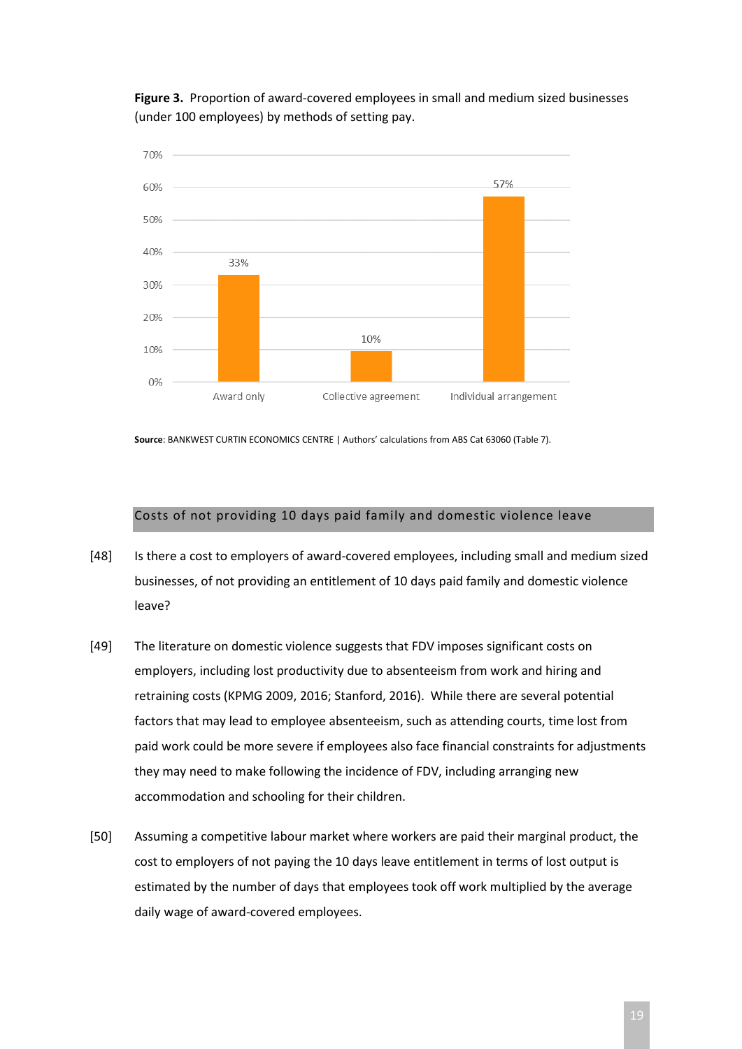**Figure 3.** Proportion of award-covered employees in small and medium sized businesses (under 100 employees) by methods of setting pay.

| Method of setting pay | Proportion |
|---|---|
| Award only | 33% |
| Collective agreement | 10% |
| Individual arrangement | 57% |

**Source**: BANKWEST CURTIN ECONOMICS CENTRE | Authors' calculations from ABS Cat 63060 (Table 7).

## Costs of not providing 10 days paid family and domestic violence leave

[48] Is there a cost to employers of award-covered employees, including small and medium sized businesses, of not providing an entitlement of 10 days paid family and domestic violence leave?

[49] The literature on domestic violence suggests that FDV imposes significant costs on employers, including lost productivity due to absenteeism from work and hiring and retraining costs (KPMG 2009, 2016; Stanford, 2016). While there are several potential factors that may lead to employee absenteeism, such as attending courts, time lost from paid work could be more severe if employees also face financial constraints for adjustments they may need to make following the incidence of FDV, including arranging new accommodation and schooling for their children.

[50] Assuming a competitive labour market where workers are paid their marginal product, the cost to employers of not paying the 10 days leave entitlement in terms of lost output is estimated by the number of days that employees took off work multiplied by the average daily wage of award-covered employees.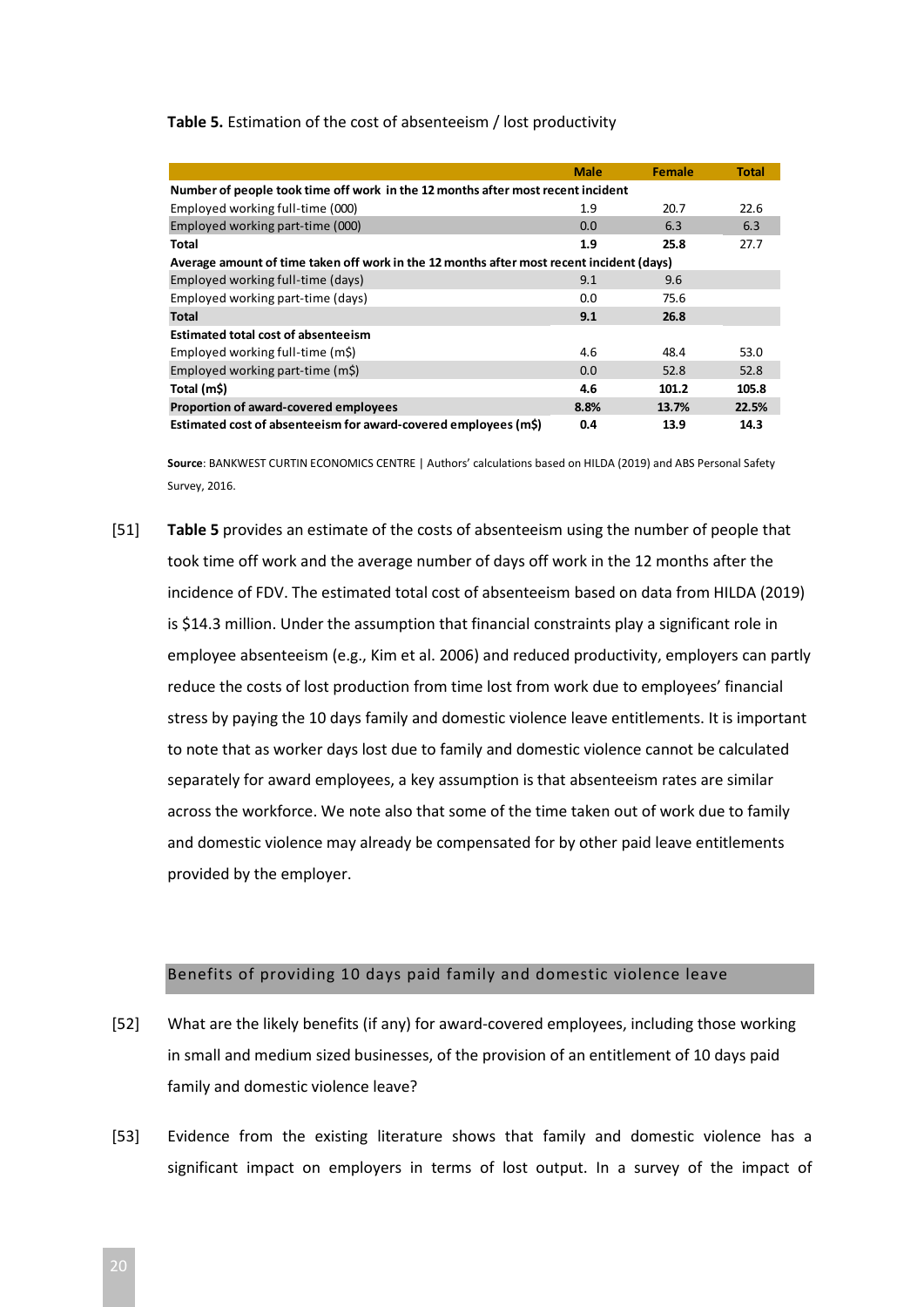**Table 5.** Estimation of the cost of absenteeism / lost productivity

| | Male | Female | Total |
|---|---|---|---|
| **Number of people took time off work in the 12 months after most recent incident** | | | |
| Employed working full-time (000) | 1.9 | 20.7 | 22.6 |
| Employed working part-time (000) | 0.0 | 6.3 | 6.3 |
| **Total** | **1.9** | **25.8** | 27.7 |
| **Average amount of time taken off work in the 12 months after most recent incident (days)** | | | |
| Employed working full-time (days) | 9.1 | 9.6 | |
| Employed working part-time (days) | 0.0 | 75.6 | |
| **Total** | **9.1** | **26.8** | |
| **Estimated total cost of absenteeism** | | | |
| Employed working full-time (m$) | 4.6 | 48.4 | 53.0 |
| Employed working part-time (m$) | 0.0 | 52.8 | 52.8 |
| **Total (m$)** | **4.6** | **101.2** | **105.8** |
| **Proportion of award-covered employees** | **8.8%** | **13.7%** | **22.5%** |
| **Estimated cost of absenteeism for award-covered employees (m$)** | **0.4** | **13.9** | **14.3** |

**Source**: BANKWEST CURTIN ECONOMICS CENTRE | Authors' calculations based on HILDA (2019) and ABS Personal Safety Survey, 2016.

[51] **Table 5** provides an estimate of the costs of absenteeism using the number of people that took time off work and the average number of days off work in the 12 months after the incidence of FDV. The estimated total cost of absenteeism based on data from HILDA (2019) is $14.3 million. Under the assumption that financial constraints play a significant role in employee absenteeism (e.g., Kim et al. 2006) and reduced productivity, employers can partly reduce the costs of lost production from time lost from work due to employees' financial stress by paying the 10 days family and domestic violence leave entitlements. It is important to note that as worker days lost due to family and domestic violence cannot be calculated separately for award employees, a key assumption is that absenteeism rates are similar across the workforce. We note also that some of the time taken out of work due to family and domestic violence may already be compensated for by other paid leave entitlements provided by the employer.

## Benefits of providing 10 days paid family and domestic violence leave

[52] What are the likely benefits (if any) for award-covered employees, including those working in small and medium sized businesses, of the provision of an entitlement of 10 days paid family and domestic violence leave?

[53] Evidence from the existing literature shows that family and domestic violence has a significant impact on employers in terms of lost output. In a survey of the impact of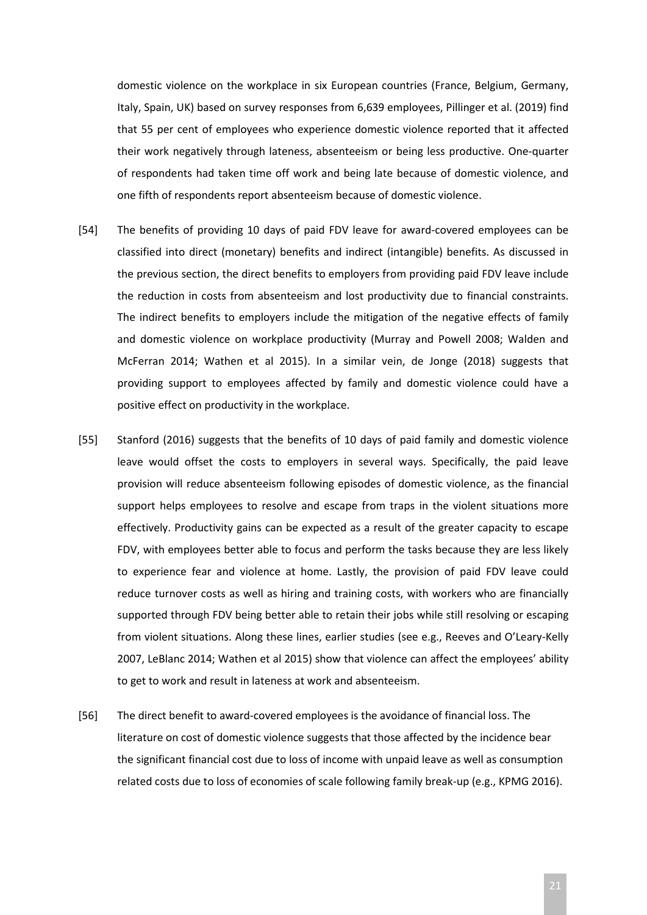domestic violence on the workplace in six European countries (France, Belgium, Germany, Italy, Spain, UK) based on survey responses from 6,639 employees, Pillinger et al. (2019) find that 55 per cent of employees who experience domestic violence reported that it affected their work negatively through lateness, absenteeism or being less productive. One-quarter of respondents had taken time off work and being late because of domestic violence, and one fifth of respondents report absenteeism because of domestic violence.

[54] The benefits of providing 10 days of paid FDV leave for award-covered employees can be classified into direct (monetary) benefits and indirect (intangible) benefits. As discussed in the previous section, the direct benefits to employers from providing paid FDV leave include the reduction in costs from absenteeism and lost productivity due to financial constraints. The indirect benefits to employers include the mitigation of the negative effects of family and domestic violence on workplace productivity (Murray and Powell 2008; Walden and McFerran 2014; Wathen et al 2015). In a similar vein, de Jonge (2018) suggests that providing support to employees affected by family and domestic violence could have a positive effect on productivity in the workplace.

[55] Stanford (2016) suggests that the benefits of 10 days of paid family and domestic violence leave would offset the costs to employers in several ways. Specifically, the paid leave provision will reduce absenteeism following episodes of domestic violence, as the financial support helps employees to resolve and escape from traps in the violent situations more effectively. Productivity gains can be expected as a result of the greater capacity to escape FDV, with employees better able to focus and perform the tasks because they are less likely to experience fear and violence at home. Lastly, the provision of paid FDV leave could reduce turnover costs as well as hiring and training costs, with workers who are financially supported through FDV being better able to retain their jobs while still resolving or escaping from violent situations. Along these lines, earlier studies (see e.g., Reeves and O'Leary-Kelly 2007, LeBlanc 2014; Wathen et al 2015) show that violence can affect the employees' ability to get to work and result in lateness at work and absenteeism.

[56] The direct benefit to award-covered employees is the avoidance of financial loss. The literature on cost of domestic violence suggests that those affected by the incidence bear the significant financial cost due to loss of income with unpaid leave as well as consumption related costs due to loss of economies of scale following family break-up (e.g., KPMG 2016).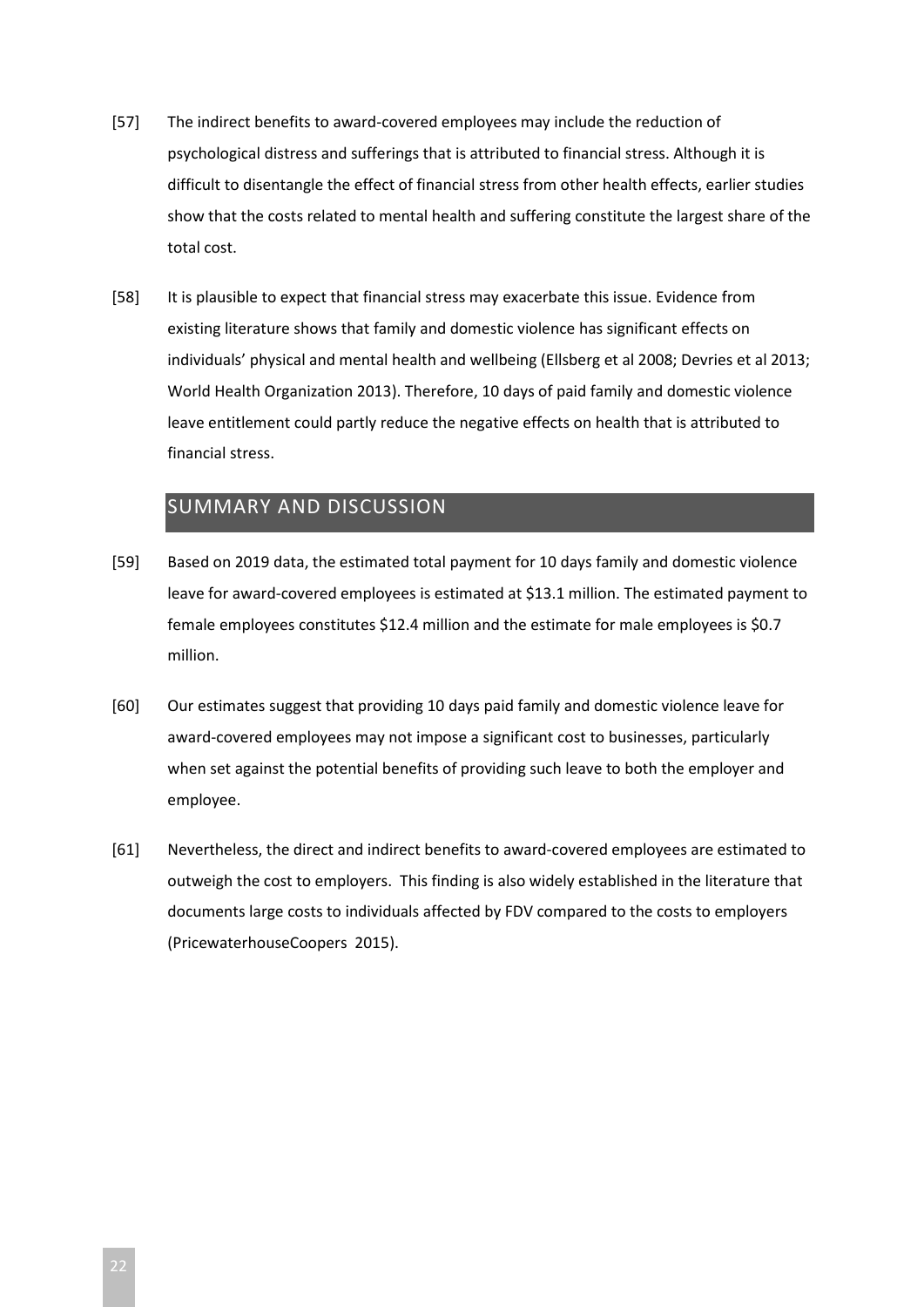[57] The indirect benefits to award-covered employees may include the reduction of psychological distress and sufferings that is attributed to financial stress. Although it is difficult to disentangle the effect of financial stress from other health effects, earlier studies show that the costs related to mental health and suffering constitute the largest share of the total cost.

[58] It is plausible to expect that financial stress may exacerbate this issue. Evidence from existing literature shows that family and domestic violence has significant effects on individuals' physical and mental health and wellbeing (Ellsberg et al 2008; Devries et al 2013; World Health Organization 2013). Therefore, 10 days of paid family and domestic violence leave entitlement could partly reduce the negative effects on health that is attributed to financial stress.

## SUMMARY AND DISCUSSION

[59] Based on 2019 data, the estimated total payment for 10 days family and domestic violence leave for award-covered employees is estimated at $13.1 million. The estimated payment to female employees constitutes $12.4 million and the estimate for male employees is $0.7 million.

[60] Our estimates suggest that providing 10 days paid family and domestic violence leave for award-covered employees may not impose a significant cost to businesses, particularly when set against the potential benefits of providing such leave to both the employer and employee.

[61] Nevertheless, the direct and indirect benefits to award-covered employees are estimated to outweigh the cost to employers. This finding is also widely established in the literature that documents large costs to individuals affected by FDV compared to the costs to employers (PricewaterhouseCoopers 2015).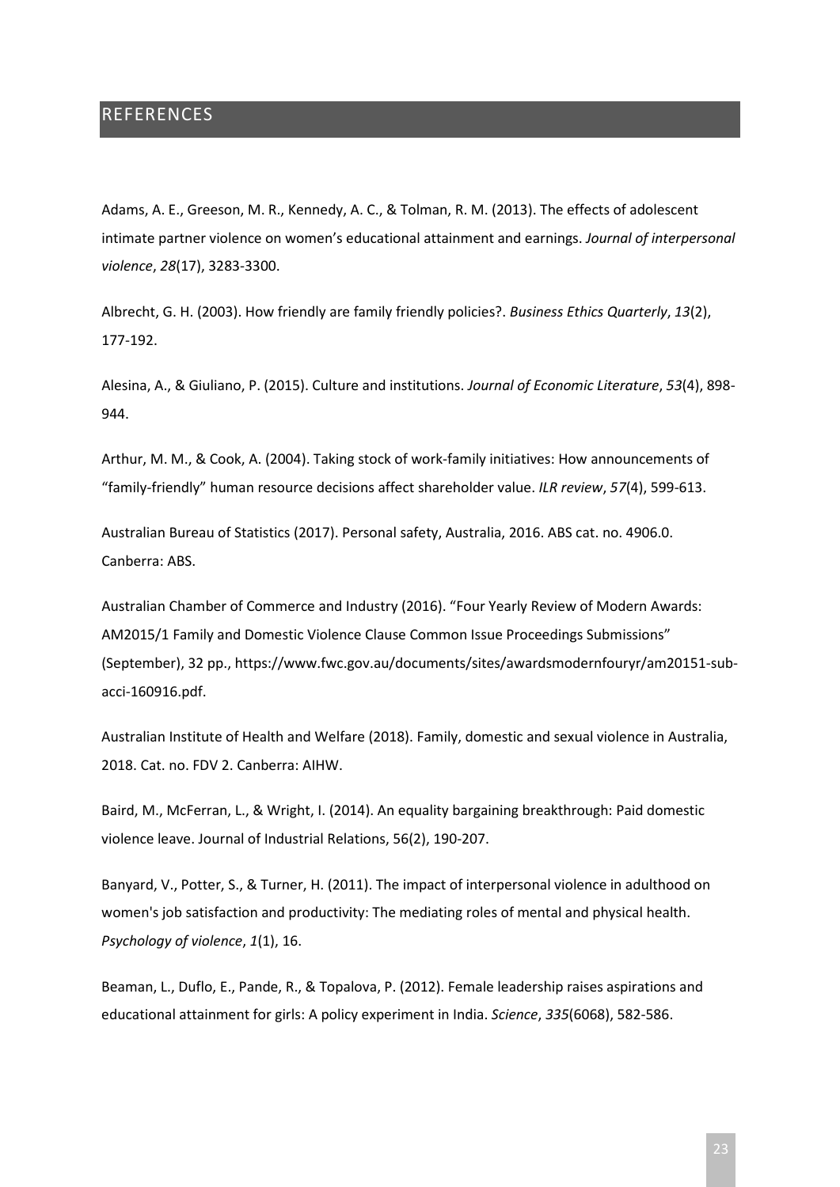## REFERENCES

Adams, A. E., Greeson, M. R., Kennedy, A. C., & Tolman, R. M. (2013). The effects of adolescent intimate partner violence on women's educational attainment and earnings. *Journal of interpersonal violence*, *28*(17), 3283-3300.

Albrecht, G. H. (2003). How friendly are family friendly policies?. *Business Ethics Quarterly*, *13*(2), 177-192.

Alesina, A., & Giuliano, P. (2015). Culture and institutions. *Journal of Economic Literature*, *53*(4), 898-944.

Arthur, M. M., & Cook, A. (2004). Taking stock of work-family initiatives: How announcements of "family-friendly" human resource decisions affect shareholder value. *ILR review*, *57*(4), 599-613.

Australian Bureau of Statistics (2017). Personal safety, Australia, 2016. ABS cat. no. 4906.0. Canberra: ABS.

Australian Chamber of Commerce and Industry (2016). "Four Yearly Review of Modern Awards: AM2015/1 Family and Domestic Violence Clause Common Issue Proceedings Submissions" (September), 32 pp., https://www.fwc.gov.au/documents/sites/awardsmodernfouryr/am20151-sub-acci-160916.pdf.

Australian Institute of Health and Welfare (2018). Family, domestic and sexual violence in Australia, 2018. Cat. no. FDV 2. Canberra: AIHW.

Baird, M., McFerran, L., & Wright, I. (2014). An equality bargaining breakthrough: Paid domestic violence leave. Journal of Industrial Relations, 56(2), 190-207.

Banyard, V., Potter, S., & Turner, H. (2011). The impact of interpersonal violence in adulthood on women's job satisfaction and productivity: The mediating roles of mental and physical health. *Psychology of violence*, *1*(1), 16.

Beaman, L., Duflo, E., Pande, R., & Topalova, P. (2012). Female leadership raises aspirations and educational attainment for girls: A policy experiment in India. *Science*, *335*(6068), 582-586.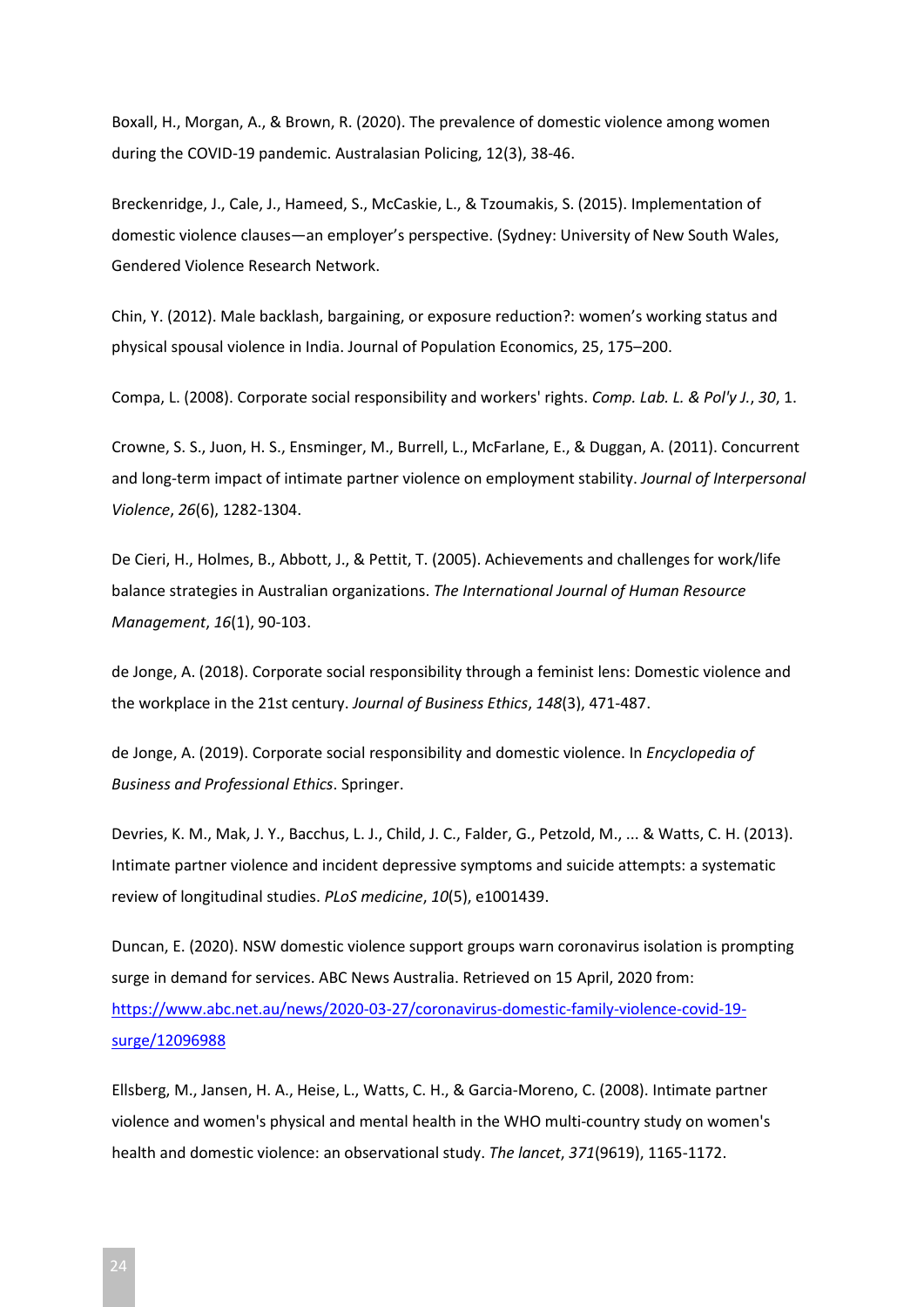Boxall, H., Morgan, A., & Brown, R. (2020). The prevalence of domestic violence among women during the COVID-19 pandemic. Australasian Policing, 12(3), 38-46.

Breckenridge, J., Cale, J., Hameed, S., McCaskie, L., & Tzoumakis, S. (2015). Implementation of domestic violence clauses—an employer's perspective. (Sydney: University of New South Wales, Gendered Violence Research Network.

Chin, Y. (2012). Male backlash, bargaining, or exposure reduction?: women's working status and physical spousal violence in India. Journal of Population Economics, 25, 175–200.

Compa, L. (2008). Corporate social responsibility and workers' rights. *Comp. Lab. L. & Pol'y J.*, *30*, 1.

Crowne, S. S., Juon, H. S., Ensminger, M., Burrell, L., McFarlane, E., & Duggan, A. (2011). Concurrent and long-term impact of intimate partner violence on employment stability. *Journal of Interpersonal Violence*, *26*(6), 1282-1304.

De Cieri, H., Holmes, B., Abbott, J., & Pettit, T. (2005). Achievements and challenges for work/life balance strategies in Australian organizations. *The International Journal of Human Resource Management*, *16*(1), 90-103.

de Jonge, A. (2018). Corporate social responsibility through a feminist lens: Domestic violence and the workplace in the 21st century. *Journal of Business Ethics*, *148*(3), 471-487.

de Jonge, A. (2019). Corporate social responsibility and domestic violence. In *Encyclopedia of Business and Professional Ethics*. Springer.

Devries, K. M., Mak, J. Y., Bacchus, L. J., Child, J. C., Falder, G., Petzold, M., ... & Watts, C. H. (2013). Intimate partner violence and incident depressive symptoms and suicide attempts: a systematic review of longitudinal studies. *PLoS medicine*, *10*(5), e1001439.

Duncan, E. (2020). NSW domestic violence support groups warn coronavirus isolation is prompting surge in demand for services. ABC News Australia. Retrieved on 15 April, 2020 from: [https://www.abc.net.au/news/2020-03-27/coronavirus-domestic-family-violence-covid-19-surge/12096988](https://www.abc.net.au/news/2020-03-27/coronavirus-domestic-family-violence-covid-19-surge/12096988)

Ellsberg, M., Jansen, H. A., Heise, L., Watts, C. H., & Garcia-Moreno, C. (2008). Intimate partner violence and women's physical and mental health in the WHO multi-country study on women's health and domestic violence: an observational study. *The lancet*, *371*(9619), 1165-1172.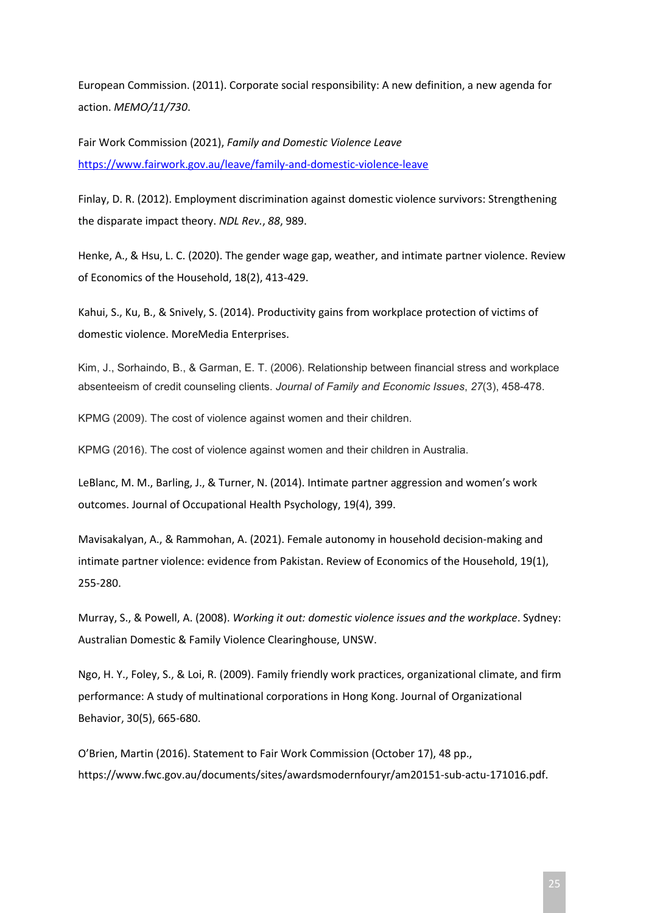European Commission. (2011). Corporate social responsibility: A new definition, a new agenda for action. *MEMO/11/730*.

Fair Work Commission (2021), *Family and Domestic Violence Leave* https://www.fairwork.gov.au/leave/family-and-domestic-violence-leave

Finlay, D. R. (2012). Employment discrimination against domestic violence survivors: Strengthening the disparate impact theory. *NDL Rev.*, *88*, 989.

Henke, A., & Hsu, L. C. (2020). The gender wage gap, weather, and intimate partner violence. Review of Economics of the Household, 18(2), 413-429.

Kahui, S., Ku, B., & Snively, S. (2014). Productivity gains from workplace protection of victims of domestic violence. MoreMedia Enterprises.

Kim, J., Sorhaindo, B., & Garman, E. T. (2006). Relationship between financial stress and workplace absenteeism of credit counseling clients. *Journal of Family and Economic Issues*, *27*(3), 458-478.

KPMG (2009). The cost of violence against women and their children.

KPMG (2016). The cost of violence against women and their children in Australia.

LeBlanc, M. M., Barling, J., & Turner, N. (2014). Intimate partner aggression and women's work outcomes. Journal of Occupational Health Psychology, 19(4), 399.

Mavisakalyan, A., & Rammohan, A. (2021). Female autonomy in household decision-making and intimate partner violence: evidence from Pakistan. Review of Economics of the Household, 19(1), 255-280.

Murray, S., & Powell, A. (2008). *Working it out: domestic violence issues and the workplace*. Sydney: Australian Domestic & Family Violence Clearinghouse, UNSW.

Ngo, H. Y., Foley, S., & Loi, R. (2009). Family friendly work practices, organizational climate, and firm performance: A study of multinational corporations in Hong Kong. Journal of Organizational Behavior, 30(5), 665-680.

O'Brien, Martin (2016). Statement to Fair Work Commission (October 17), 48 pp., https://www.fwc.gov.au/documents/sites/awardsmodernfouryr/am20151-sub-actu-171016.pdf.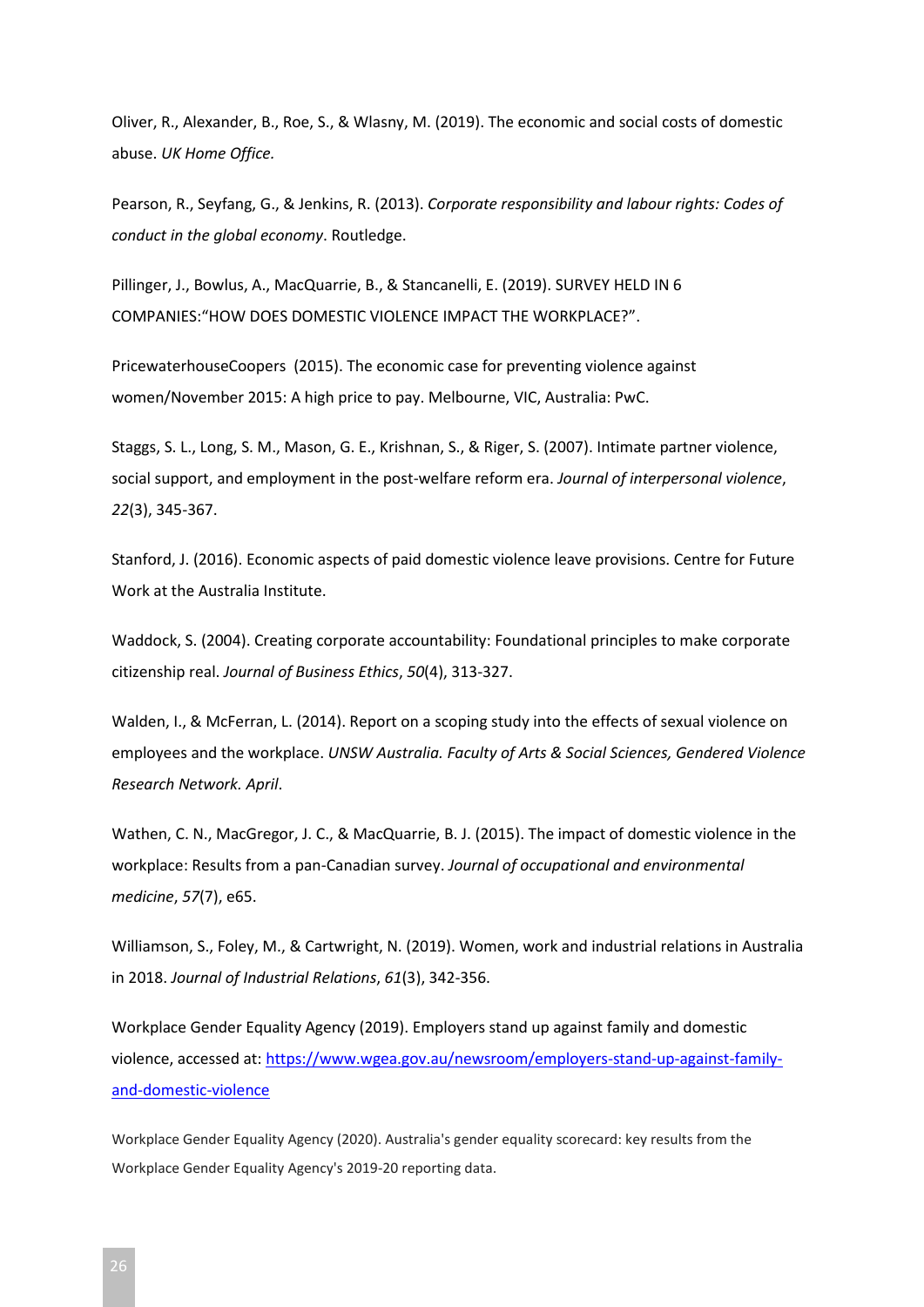Oliver, R., Alexander, B., Roe, S., & Wlasny, M. (2019). The economic and social costs of domestic abuse. *UK Home Office.*

Pearson, R., Seyfang, G., & Jenkins, R. (2013). *Corporate responsibility and labour rights: Codes of conduct in the global economy*. Routledge.

Pillinger, J., Bowlus, A., MacQuarrie, B., & Stancanelli, E. (2019). SURVEY HELD IN 6 COMPANIES:"HOW DOES DOMESTIC VIOLENCE IMPACT THE WORKPLACE?".

PricewaterhouseCoopers (2015). The economic case for preventing violence against women/November 2015: A high price to pay. Melbourne, VIC, Australia: PwC.

Staggs, S. L., Long, S. M., Mason, G. E., Krishnan, S., & Riger, S. (2007). Intimate partner violence, social support, and employment in the post-welfare reform era. *Journal of interpersonal violence*, *22*(3), 345-367.

Stanford, J. (2016). Economic aspects of paid domestic violence leave provisions. Centre for Future Work at the Australia Institute.

Waddock, S. (2004). Creating corporate accountability: Foundational principles to make corporate citizenship real. *Journal of Business Ethics*, *50*(4), 313-327.

Walden, I., & McFerran, L. (2014). Report on a scoping study into the effects of sexual violence on employees and the workplace. *UNSW Australia. Faculty of Arts & Social Sciences, Gendered Violence Research Network. April*.

Wathen, C. N., MacGregor, J. C., & MacQuarrie, B. J. (2015). The impact of domestic violence in the workplace: Results from a pan-Canadian survey. *Journal of occupational and environmental medicine*, *57*(7), e65.

Williamson, S., Foley, M., & Cartwright, N. (2019). Women, work and industrial relations in Australia in 2018. *Journal of Industrial Relations*, *61*(3), 342-356.

Workplace Gender Equality Agency (2019). Employers stand up against family and domestic violence, accessed at: [https://www.wgea.gov.au/newsroom/employers-stand-up-against-family-and-domestic-violence](https://www.wgea.gov.au/newsroom/employers-stand-up-against-family-and-domestic-violence)

Workplace Gender Equality Agency (2020). Australia's gender equality scorecard: key results from the Workplace Gender Equality Agency's 2019-20 reporting data.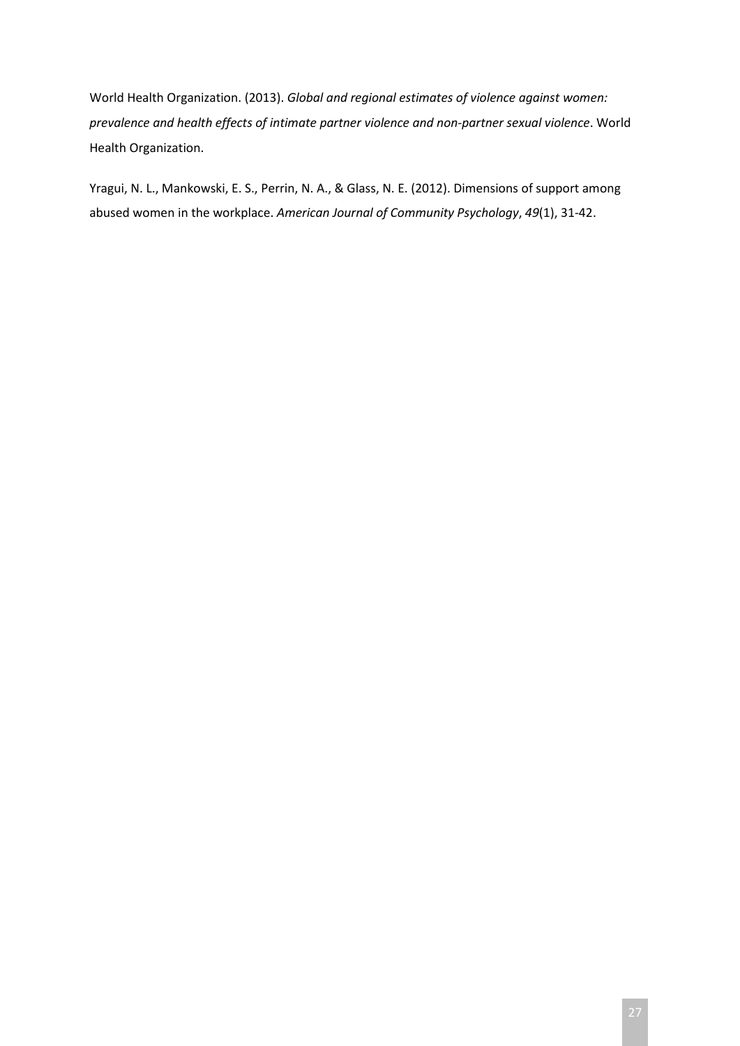World Health Organization. (2013). *Global and regional estimates of violence against women: prevalence and health effects of intimate partner violence and non-partner sexual violence*. World Health Organization.

Yragui, N. L., Mankowski, E. S., Perrin, N. A., & Glass, N. E. (2012). Dimensions of support among abused women in the workplace. *American Journal of Community Psychology*, *49*(1), 31-42.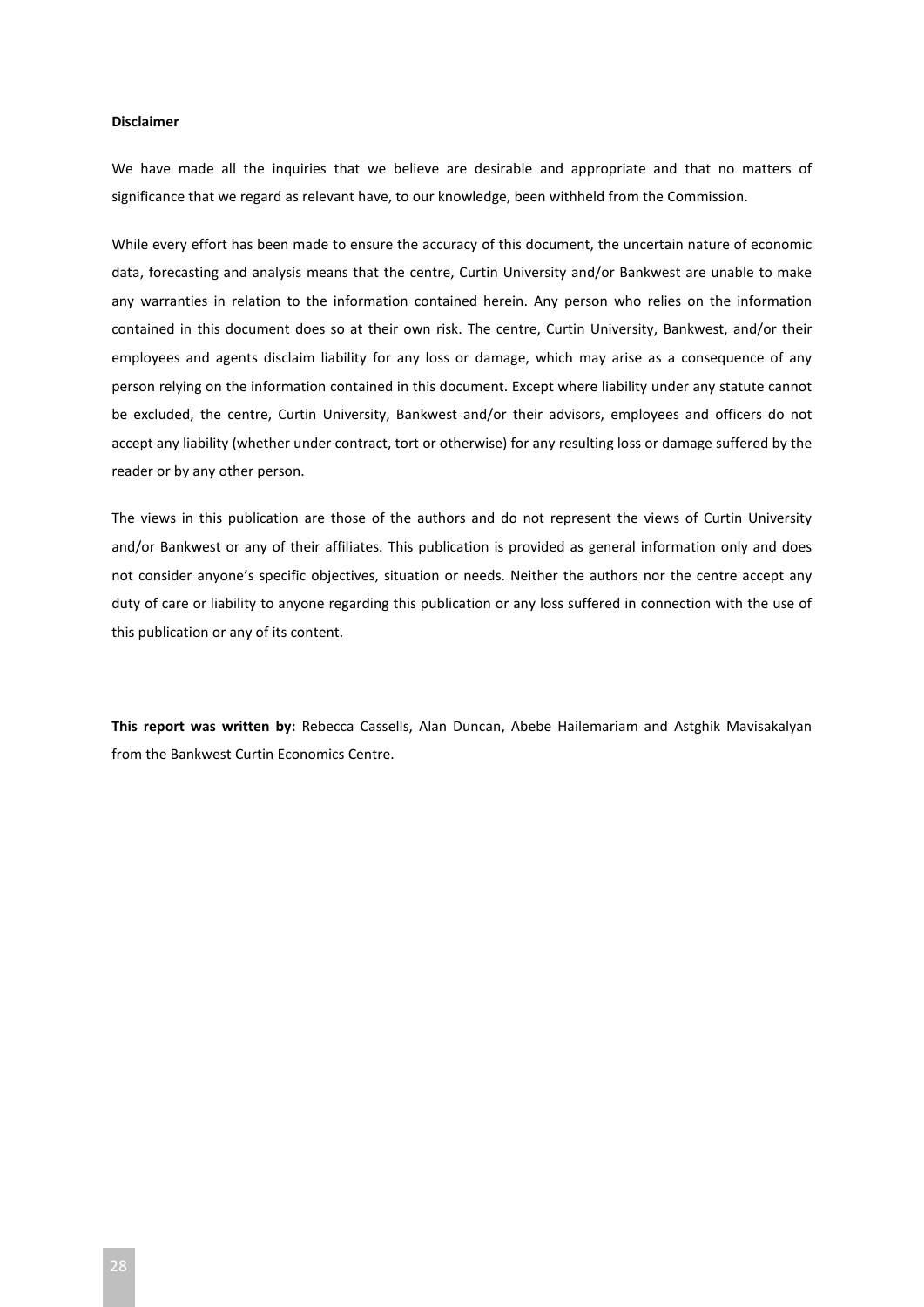**Disclaimer**

We have made all the inquiries that we believe are desirable and appropriate and that no matters of significance that we regard as relevant have, to our knowledge, been withheld from the Commission.

While every effort has been made to ensure the accuracy of this document, the uncertain nature of economic data, forecasting and analysis means that the centre, Curtin University and/or Bankwest are unable to make any warranties in relation to the information contained herein. Any person who relies on the information contained in this document does so at their own risk. The centre, Curtin University, Bankwest, and/or their employees and agents disclaim liability for any loss or damage, which may arise as a consequence of any person relying on the information contained in this document. Except where liability under any statute cannot be excluded, the centre, Curtin University, Bankwest and/or their advisors, employees and officers do not accept any liability (whether under contract, tort or otherwise) for any resulting loss or damage suffered by the reader or by any other person.

The views in this publication are those of the authors and do not represent the views of Curtin University and/or Bankwest or any of their affiliates. This publication is provided as general information only and does not consider anyone's specific objectives, situation or needs. Neither the authors nor the centre accept any duty of care or liability to anyone regarding this publication or any loss suffered in connection with the use of this publication or any of its content.

**This report was written by:** Rebecca Cassells, Alan Duncan, Abebe Hailemariam and Astghik Mavisakalyan from the Bankwest Curtin Economics Centre.